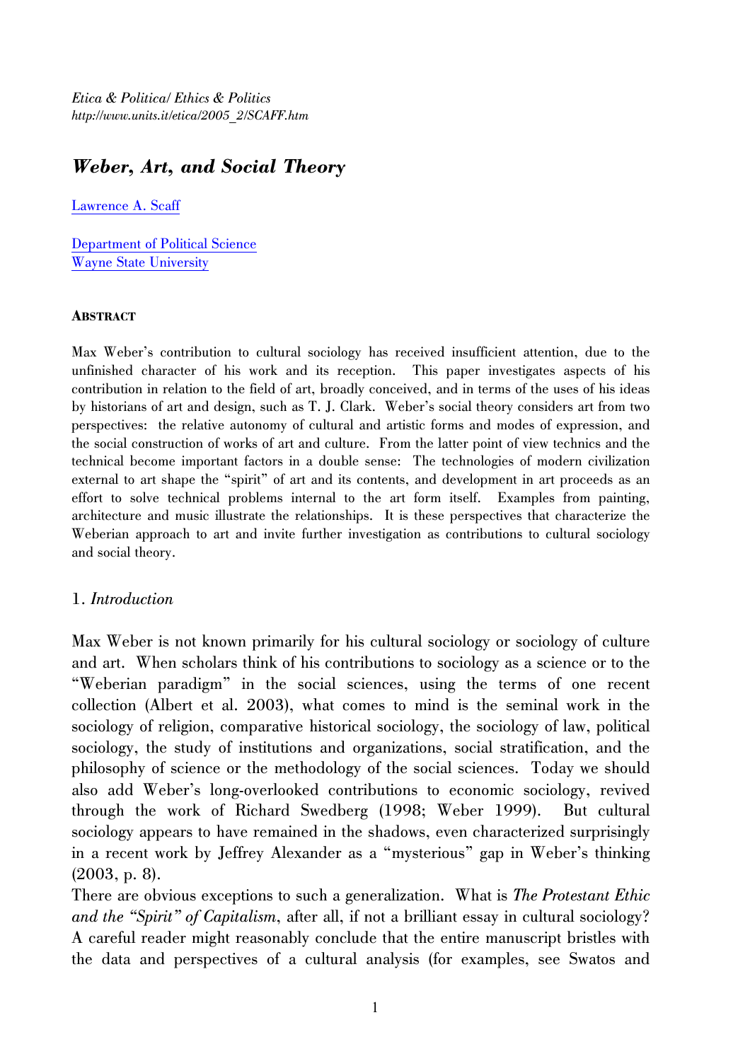*Etica & Politica/ Ethics & Politics*
*http://www.units.it/etica/2005_2/SCAFF.htm*

# *Weber, Art, and Social Theory*

Lawrence A. Scaff

Department of Political Science
Wayne State University

**ABSTRACT**

Max Weber's contribution to cultural sociology has received insufficient attention, due to the unfinished character of his work and its reception. This paper investigates aspects of his contribution in relation to the field of art, broadly conceived, and in terms of the uses of his ideas by historians of art and design, such as T. J. Clark. Weber's social theory considers art from two perspectives: the relative autonomy of cultural and artistic forms and modes of expression, and the social construction of works of art and culture. From the latter point of view technics and the technical become important factors in a double sense: The technologies of modern civilization external to art shape the "spirit" of art and its contents, and development in art proceeds as an effort to solve technical problems internal to the art form itself. Examples from painting, architecture and music illustrate the relationships. It is these perspectives that characterize the Weberian approach to art and invite further investigation as contributions to cultural sociology and social theory.

## 1. *Introduction*

Max Weber is not known primarily for his cultural sociology or sociology of culture and art. When scholars think of his contributions to sociology as a science or to the "Weberian paradigm" in the social sciences, using the terms of one recent collection (Albert et al. 2003), what comes to mind is the seminal work in the sociology of religion, comparative historical sociology, the sociology of law, political sociology, the study of institutions and organizations, social stratification, and the philosophy of science or the methodology of the social sciences. Today we should also add Weber's long-overlooked contributions to economic sociology, revived through the work of Richard Swedberg (1998; Weber 1999). But cultural sociology appears to have remained in the shadows, even characterized surprisingly in a recent work by Jeffrey Alexander as a "mysterious" gap in Weber's thinking (2003, p. 8).

There are obvious exceptions to such a generalization. What is *The Protestant Ethic and the "Spirit" of Capitalism*, after all, if not a brilliant essay in cultural sociology? A careful reader might reasonably conclude that the entire manuscript bristles with the data and perspectives of a cultural analysis (for examples, see Swatos and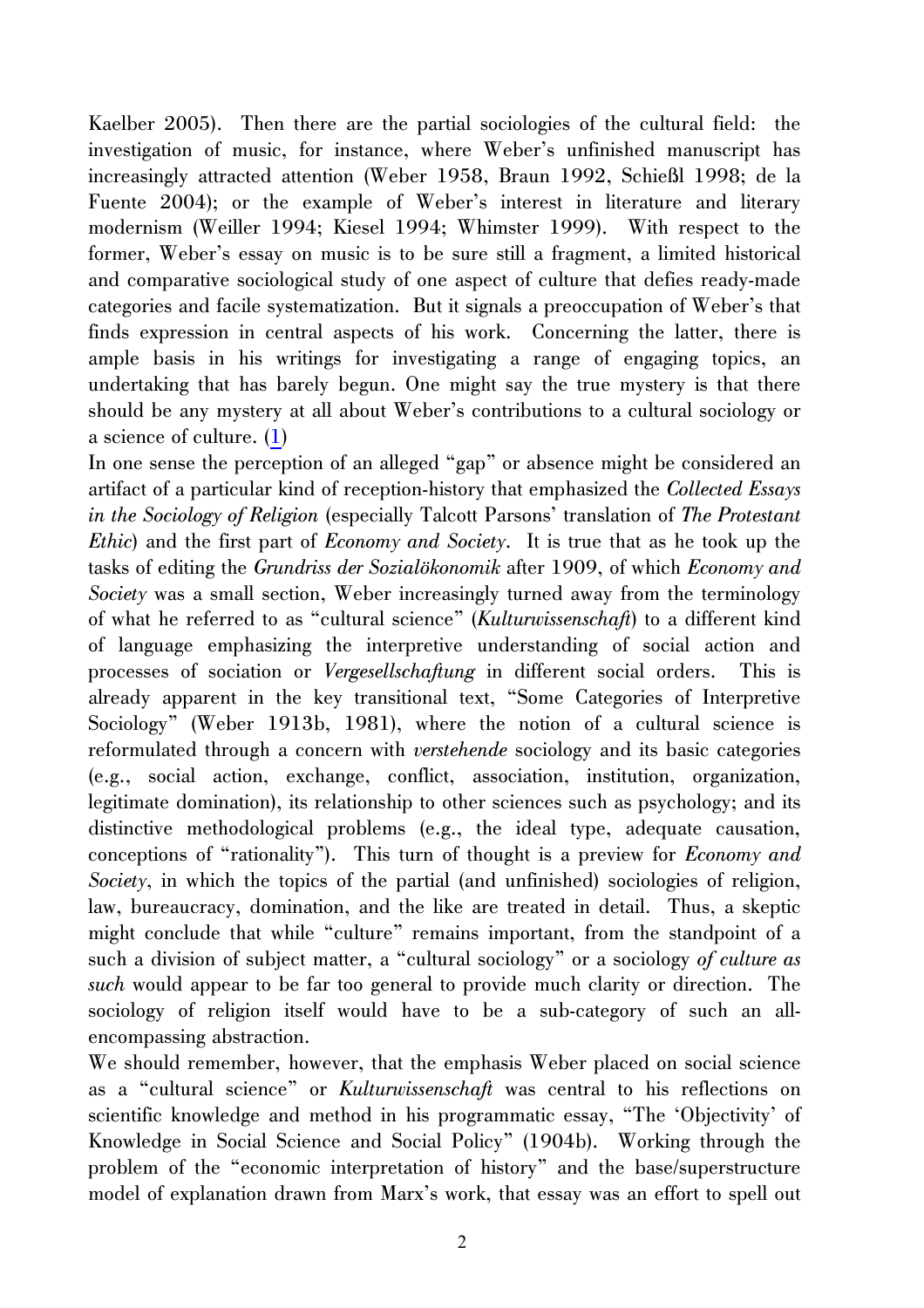Kaelber 2005). Then there are the partial sociologies of the cultural field: the investigation of music, for instance, where Weber's unfinished manuscript has increasingly attracted attention (Weber 1958, Braun 1992, Schießl 1998; de la Fuente 2004); or the example of Weber's interest in literature and literary modernism (Weiller 1994; Kiesel 1994; Whimster 1999). With respect to the former, Weber's essay on music is to be sure still a fragment, a limited historical and comparative sociological study of one aspect of culture that defies ready-made categories and facile systematization. But it signals a preoccupation of Weber's that finds expression in central aspects of his work. Concerning the latter, there is ample basis in his writings for investigating a range of engaging topics, an undertaking that has barely begun. One might say the true mystery is that there should be any mystery at all about Weber's contributions to a cultural sociology or a science of culture. (1)

In one sense the perception of an alleged "gap" or absence might be considered an artifact of a particular kind of reception-history that emphasized the *Collected Essays in the Sociology of Religion* (especially Talcott Parsons' translation of *The Protestant Ethic*) and the first part of *Economy and Society*. It is true that as he took up the tasks of editing the *Grundriss der Sozialökonomik* after 1909, of which *Economy and Society* was a small section, Weber increasingly turned away from the terminology of what he referred to as "cultural science" (*Kulturwissenschaft*) to a different kind of language emphasizing the interpretive understanding of social action and processes of sociation or *Vergesellschaftung* in different social orders. This is already apparent in the key transitional text, "Some Categories of Interpretive Sociology" (Weber 1913b, 1981), where the notion of a cultural science is reformulated through a concern with *verstehende* sociology and its basic categories (e.g., social action, exchange, conflict, association, institution, organization, legitimate domination), its relationship to other sciences such as psychology; and its distinctive methodological problems (e.g., the ideal type, adequate causation, conceptions of "rationality"). This turn of thought is a preview for *Economy and Society*, in which the topics of the partial (and unfinished) sociologies of religion, law, bureaucracy, domination, and the like are treated in detail. Thus, a skeptic might conclude that while "culture" remains important, from the standpoint of a such a division of subject matter, a "cultural sociology" or a sociology *of culture as such* would appear to be far too general to provide much clarity or direction. The sociology of religion itself would have to be a sub-category of such an all-encompassing abstraction.

We should remember, however, that the emphasis Weber placed on social science as a "cultural science" or *Kulturwissenschaft* was central to his reflections on scientific knowledge and method in his programmatic essay, "The 'Objectivity' of Knowledge in Social Science and Social Policy" (1904b). Working through the problem of the "economic interpretation of history" and the base/superstructure model of explanation drawn from Marx's work, that essay was an effort to spell out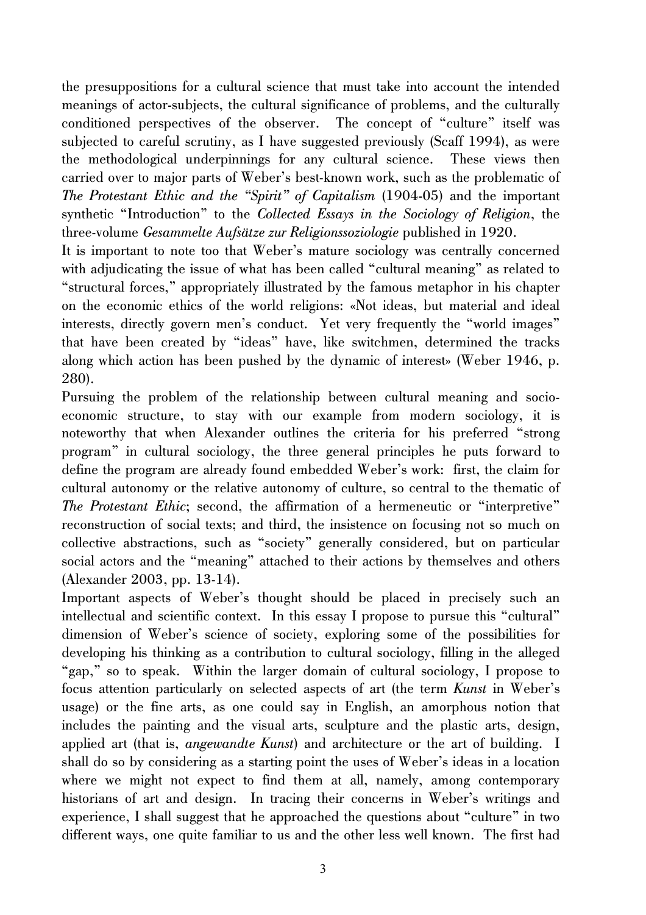the presuppositions for a cultural science that must take into account the intended meanings of actor-subjects, the cultural significance of problems, and the culturally conditioned perspectives of the observer. The concept of "culture" itself was subjected to careful scrutiny, as I have suggested previously (Scaff 1994), as were the methodological underpinnings for any cultural science. These views then carried over to major parts of Weber's best-known work, such as the problematic of *The Protestant Ethic and the "Spirit" of Capitalism* (1904-05) and the important synthetic "Introduction" to the *Collected Essays in the Sociology of Religion*, the three-volume *Gesammelte Aufsätze zur Religionssoziologie* published in 1920.

It is important to note too that Weber's mature sociology was centrally concerned with adjudicating the issue of what has been called "cultural meaning" as related to "structural forces," appropriately illustrated by the famous metaphor in his chapter on the economic ethics of the world religions: «Not ideas, but material and ideal interests, directly govern men's conduct. Yet very frequently the "world images" that have been created by "ideas" have, like switchmen, determined the tracks along which action has been pushed by the dynamic of interest» (Weber 1946, p. 280).

Pursuing the problem of the relationship between cultural meaning and socio-economic structure, to stay with our example from modern sociology, it is noteworthy that when Alexander outlines the criteria for his preferred "strong program" in cultural sociology, the three general principles he puts forward to define the program are already found embedded Weber's work: first, the claim for cultural autonomy or the relative autonomy of culture, so central to the thematic of *The Protestant Ethic*; second, the affirmation of a hermeneutic or "interpretive" reconstruction of social texts; and third, the insistence on focusing not so much on collective abstractions, such as "society" generally considered, but on particular social actors and the "meaning" attached to their actions by themselves and others (Alexander 2003, pp. 13-14).

Important aspects of Weber's thought should be placed in precisely such an intellectual and scientific context. In this essay I propose to pursue this "cultural" dimension of Weber's science of society, exploring some of the possibilities for developing his thinking as a contribution to cultural sociology, filling in the alleged "gap," so to speak. Within the larger domain of cultural sociology, I propose to focus attention particularly on selected aspects of art (the term *Kunst* in Weber's usage) or the fine arts, as one could say in English, an amorphous notion that includes the painting and the visual arts, sculpture and the plastic arts, design, applied art (that is, *angewandte Kunst*) and architecture or the art of building. I shall do so by considering as a starting point the uses of Weber's ideas in a location where we might not expect to find them at all, namely, among contemporary historians of art and design. In tracing their concerns in Weber's writings and experience, I shall suggest that he approached the questions about "culture" in two different ways, one quite familiar to us and the other less well known. The first had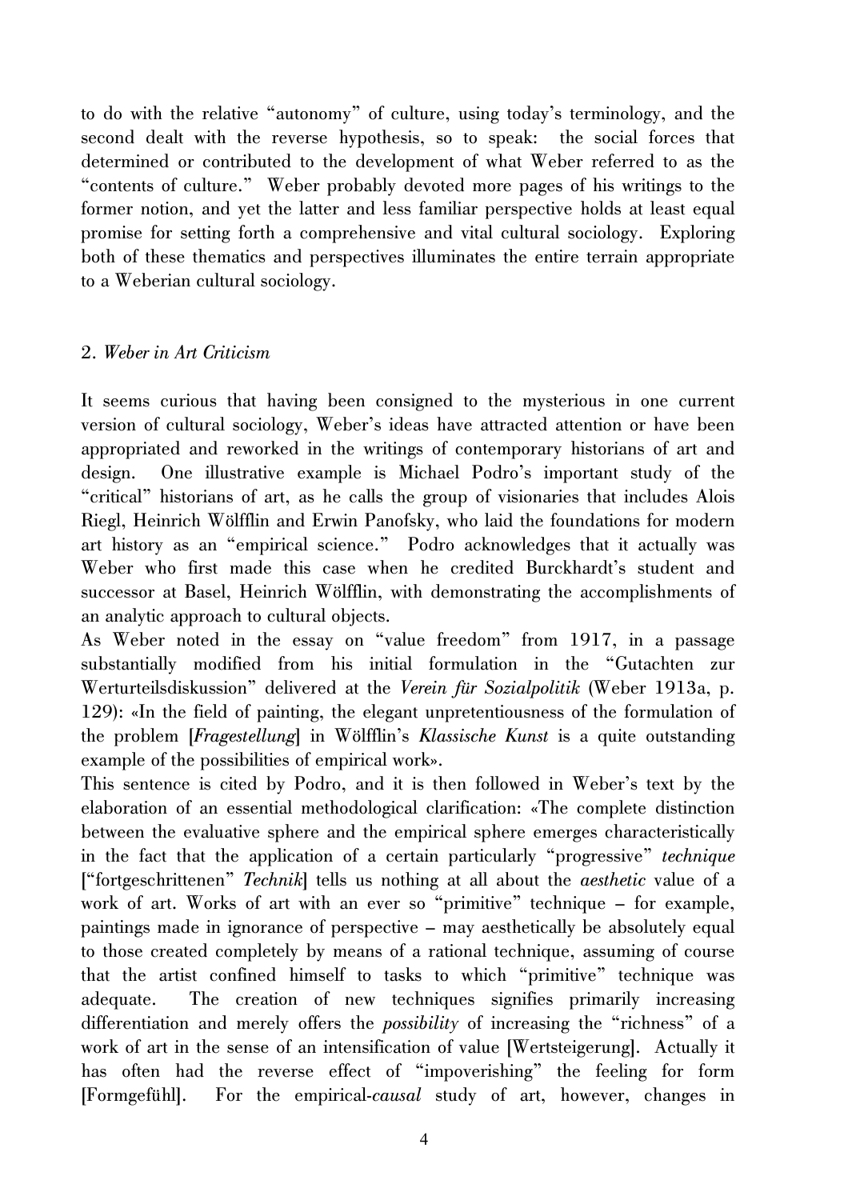to do with the relative "autonomy" of culture, using today's terminology, and the second dealt with the reverse hypothesis, so to speak: the social forces that determined or contributed to the development of what Weber referred to as the "contents of culture." Weber probably devoted more pages of his writings to the former notion, and yet the latter and less familiar perspective holds at least equal promise for setting forth a comprehensive and vital cultural sociology. Exploring both of these thematics and perspectives illuminates the entire terrain appropriate to a Weberian cultural sociology.

## 2. *Weber in Art Criticism*

It seems curious that having been consigned to the mysterious in one current version of cultural sociology, Weber's ideas have attracted attention or have been appropriated and reworked in the writings of contemporary historians of art and design. One illustrative example is Michael Podro's important study of the "critical" historians of art, as he calls the group of visionaries that includes Alois Riegl, Heinrich Wölfflin and Erwin Panofsky, who laid the foundations for modern art history as an "empirical science." Podro acknowledges that it actually was Weber who first made this case when he credited Burckhardt's student and successor at Basel, Heinrich Wölfflin, with demonstrating the accomplishments of an analytic approach to cultural objects.

As Weber noted in the essay on "value freedom" from 1917, in a passage substantially modified from his initial formulation in the "Gutachten zur Werturteilsdiskussion" delivered at the *Verein für Sozialpolitik* (Weber 1913a, p. 129): «In the field of painting, the elegant unpretentiousness of the formulation of the problem [*Fragestellung*] in Wölfflin's *Klassische Kunst* is a quite outstanding example of the possibilities of empirical work».

This sentence is cited by Podro, and it is then followed in Weber's text by the elaboration of an essential methodological clarification: «The complete distinction between the evaluative sphere and the empirical sphere emerges characteristically in the fact that the application of a certain particularly "progressive" *technique* ["fortgeschrittenen" *Technik*] tells us nothing at all about the *aesthetic* value of a work of art. Works of art with an ever so "primitive" technique – for example, paintings made in ignorance of perspective – may aesthetically be absolutely equal to those created completely by means of a rational technique, assuming of course that the artist confined himself to tasks to which "primitive" technique was adequate. The creation of new techniques signifies primarily increasing differentiation and merely offers the *possibility* of increasing the "richness" of a work of art in the sense of an intensification of value [Wertsteigerung]. Actually it has often had the reverse effect of "impoverishing" the feeling for form [Formgefühl]. For the empirical-*causal* study of art, however, changes in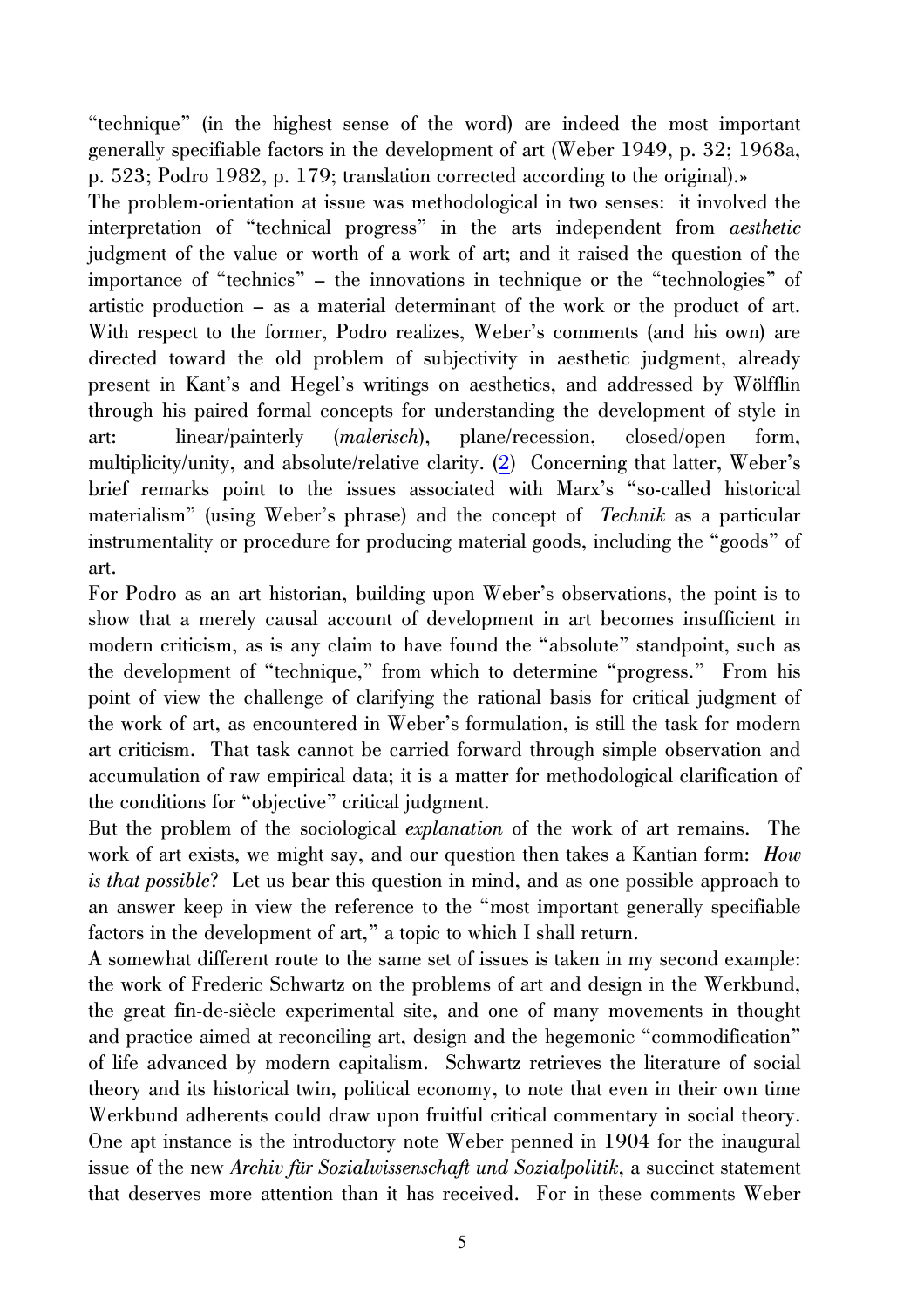"technique" (in the highest sense of the word) are indeed the most important generally specifiable factors in the development of art (Weber 1949, p. 32; 1968a, p. 523; Podro 1982, p. 179; translation corrected according to the original).»

The problem-orientation at issue was methodological in two senses: it involved the interpretation of "technical progress" in the arts independent from *aesthetic* judgment of the value or worth of a work of art; and it raised the question of the importance of "technics" – the innovations in technique or the "technologies" of artistic production – as a material determinant of the work or the product of art. With respect to the former, Podro realizes, Weber's comments (and his own) are directed toward the old problem of subjectivity in aesthetic judgment, already present in Kant's and Hegel's writings on aesthetics, and addressed by Wölfflin through his paired formal concepts for understanding the development of style in art: linear/painterly (*malerisch*), plane/recession, closed/open form, multiplicity/unity, and absolute/relative clarity. (2) Concerning that latter, Weber's brief remarks point to the issues associated with Marx's "so-called historical materialism" (using Weber's phrase) and the concept of *Technik* as a particular instrumentality or procedure for producing material goods, including the "goods" of art.

For Podro as an art historian, building upon Weber's observations, the point is to show that a merely causal account of development in art becomes insufficient in modern criticism, as is any claim to have found the "absolute" standpoint, such as the development of "technique," from which to determine "progress." From his point of view the challenge of clarifying the rational basis for critical judgment of the work of art, as encountered in Weber's formulation, is still the task for modern art criticism. That task cannot be carried forward through simple observation and accumulation of raw empirical data; it is a matter for methodological clarification of the conditions for "objective" critical judgment.

But the problem of the sociological *explanation* of the work of art remains. The work of art exists, we might say, and our question then takes a Kantian form: *How is that possible*? Let us bear this question in mind, and as one possible approach to an answer keep in view the reference to the "most important generally specifiable factors in the development of art," a topic to which I shall return.

A somewhat different route to the same set of issues is taken in my second example: the work of Frederic Schwartz on the problems of art and design in the Werkbund, the great fin-de-siècle experimental site, and one of many movements in thought and practice aimed at reconciling art, design and the hegemonic "commodification" of life advanced by modern capitalism. Schwartz retrieves the literature of social theory and its historical twin, political economy, to note that even in their own time Werkbund adherents could draw upon fruitful critical commentary in social theory. One apt instance is the introductory note Weber penned in 1904 for the inaugural issue of the new *Archiv für Sozialwissenschaft und Sozialpolitik*, a succinct statement that deserves more attention than it has received. For in these comments Weber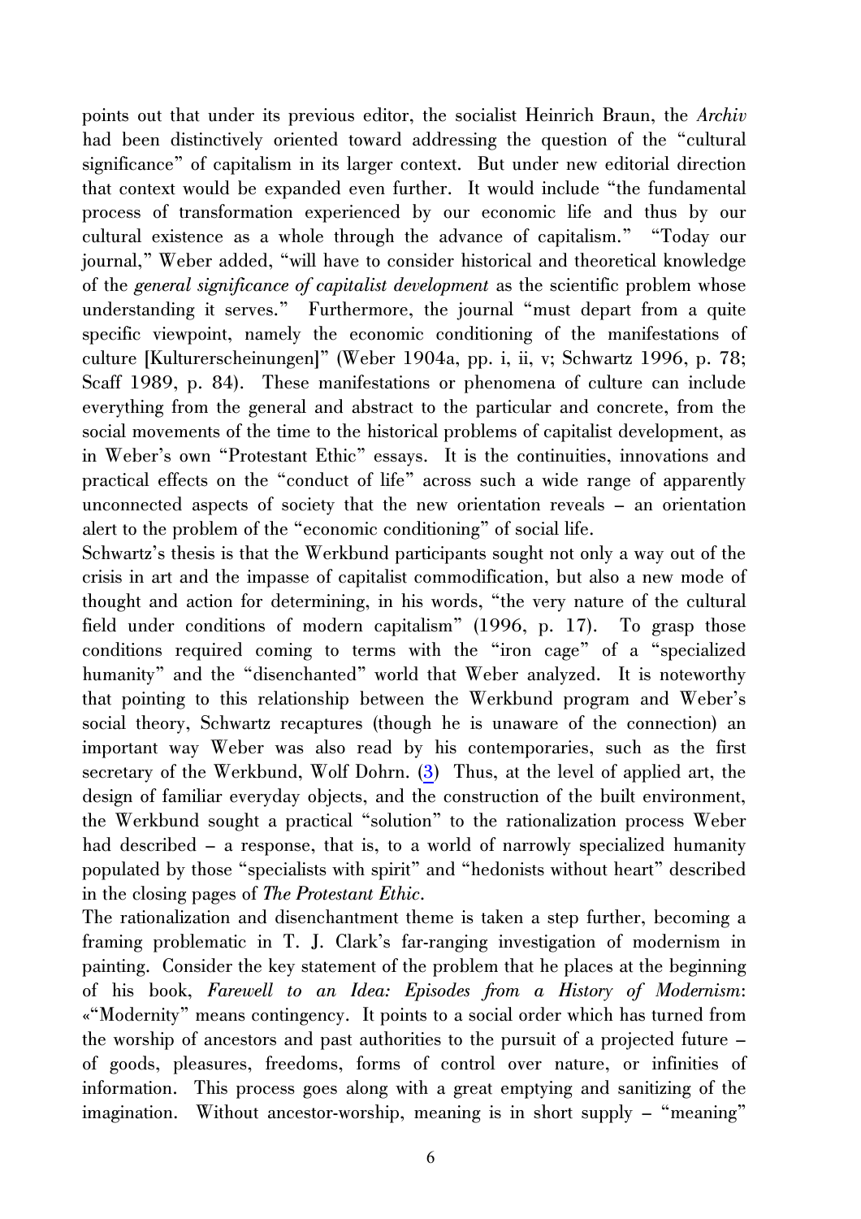points out that under its previous editor, the socialist Heinrich Braun, the *Archiv* had been distinctively oriented toward addressing the question of the "cultural significance" of capitalism in its larger context. But under new editorial direction that context would be expanded even further. It would include "the fundamental process of transformation experienced by our economic life and thus by our cultural existence as a whole through the advance of capitalism." "Today our journal," Weber added, "will have to consider historical and theoretical knowledge of the *general significance of capitalist development* as the scientific problem whose understanding it serves." Furthermore, the journal "must depart from a quite specific viewpoint, namely the economic conditioning of the manifestations of culture [Kulturerscheinungen]" (Weber 1904a, pp. i, ii, v; Schwartz 1996, p. 78; Scaff 1989, p. 84). These manifestations or phenomena of culture can include everything from the general and abstract to the particular and concrete, from the social movements of the time to the historical problems of capitalist development, as in Weber's own "Protestant Ethic" essays. It is the continuities, innovations and practical effects on the "conduct of life" across such a wide range of apparently unconnected aspects of society that the new orientation reveals – an orientation alert to the problem of the "economic conditioning" of social life.

Schwartz's thesis is that the Werkbund participants sought not only a way out of the crisis in art and the impasse of capitalist commodification, but also a new mode of thought and action for determining, in his words, "the very nature of the cultural field under conditions of modern capitalism" (1996, p. 17). To grasp those conditions required coming to terms with the "iron cage" of a "specialized humanity" and the "disenchanted" world that Weber analyzed. It is noteworthy that pointing to this relationship between the Werkbund program and Weber's social theory, Schwartz recaptures (though he is unaware of the connection) an important way Weber was also read by his contemporaries, such as the first secretary of the Werkbund, Wolf Dohrn. (3) Thus, at the level of applied art, the design of familiar everyday objects, and the construction of the built environment, the Werkbund sought a practical "solution" to the rationalization process Weber had described – a response, that is, to a world of narrowly specialized humanity populated by those "specialists with spirit" and "hedonists without heart" described in the closing pages of *The Protestant Ethic*.

The rationalization and disenchantment theme is taken a step further, becoming a framing problematic in T. J. Clark's far-ranging investigation of modernism in painting. Consider the key statement of the problem that he places at the beginning of his book, *Farewell to an Idea: Episodes from a History of Modernism*: «"Modernity" means contingency. It points to a social order which has turned from the worship of ancestors and past authorities to the pursuit of a projected future – of goods, pleasures, freedoms, forms of control over nature, or infinities of information. This process goes along with a great emptying and sanitizing of the imagination. Without ancestor-worship, meaning is in short supply – "meaning"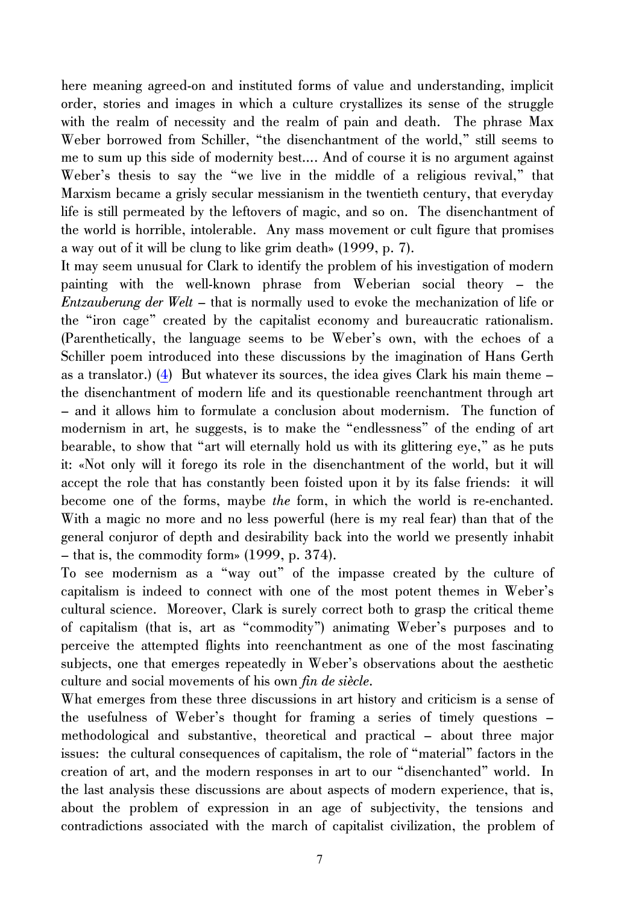here meaning agreed-on and instituted forms of value and understanding, implicit order, stories and images in which a culture crystallizes its sense of the struggle with the realm of necessity and the realm of pain and death. The phrase Max Weber borrowed from Schiller, "the disenchantment of the world," still seems to me to sum up this side of modernity best.... And of course it is no argument against Weber's thesis to say the "we live in the middle of a religious revival," that Marxism became a grisly secular messianism in the twentieth century, that everyday life is still permeated by the leftovers of magic, and so on. The disenchantment of the world is horrible, intolerable. Any mass movement or cult figure that promises a way out of it will be clung to like grim death» (1999, p. 7).

It may seem unusual for Clark to identify the problem of his investigation of modern painting with the well-known phrase from Weberian social theory – the *Entzauberung der Welt* – that is normally used to evoke the mechanization of life or the "iron cage" created by the capitalist economy and bureaucratic rationalism. (Parenthetically, the language seems to be Weber's own, with the echoes of a Schiller poem introduced into these discussions by the imagination of Hans Gerth as a translator.) (4) But whatever its sources, the idea gives Clark his main theme – the disenchantment of modern life and its questionable reenchantment through art – and it allows him to formulate a conclusion about modernism. The function of modernism in art, he suggests, is to make the "endlessness" of the ending of art bearable, to show that "art will eternally hold us with its glittering eye," as he puts it: «Not only will it forego its role in the disenchantment of the world, but it will accept the role that has constantly been foisted upon it by its false friends: it will become one of the forms, maybe *the* form, in which the world is re-enchanted. With a magic no more and no less powerful (here is my real fear) than that of the general conjuror of depth and desirability back into the world we presently inhabit – that is, the commodity form» (1999, p. 374).

To see modernism as a "way out" of the impasse created by the culture of capitalism is indeed to connect with one of the most potent themes in Weber's cultural science. Moreover, Clark is surely correct both to grasp the critical theme of capitalism (that is, art as "commodity") animating Weber's purposes and to perceive the attempted flights into reenchantment as one of the most fascinating subjects, one that emerges repeatedly in Weber's observations about the aesthetic culture and social movements of his own *fin de siècle*.

What emerges from these three discussions in art history and criticism is a sense of the usefulness of Weber's thought for framing a series of timely questions – methodological and substantive, theoretical and practical – about three major issues: the cultural consequences of capitalism, the role of "material" factors in the creation of art, and the modern responses in art to our "disenchanted" world. In the last analysis these discussions are about aspects of modern experience, that is, about the problem of expression in an age of subjectivity, the tensions and contradictions associated with the march of capitalist civilization, the problem of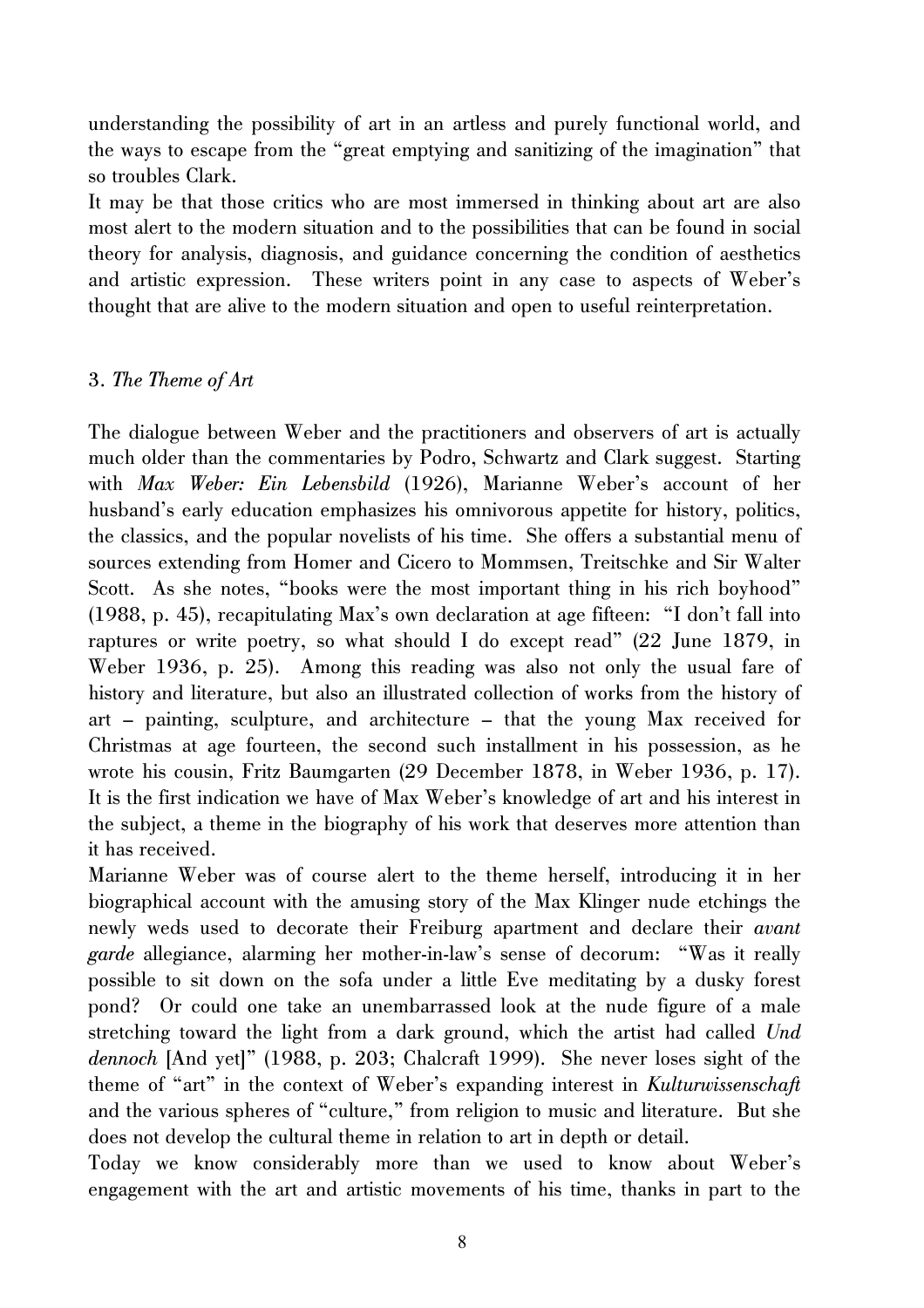understanding the possibility of art in an artless and purely functional world, and the ways to escape from the "great emptying and sanitizing of the imagination" that so troubles Clark.

It may be that those critics who are most immersed in thinking about art are also most alert to the modern situation and to the possibilities that can be found in social theory for analysis, diagnosis, and guidance concerning the condition of aesthetics and artistic expression. These writers point in any case to aspects of Weber's thought that are alive to the modern situation and open to useful reinterpretation.

### 3. *The Theme of Art*

The dialogue between Weber and the practitioners and observers of art is actually much older than the commentaries by Podro, Schwartz and Clark suggest. Starting with *Max Weber: Ein Lebensbild* (1926), Marianne Weber's account of her husband's early education emphasizes his omnivorous appetite for history, politics, the classics, and the popular novelists of his time. She offers a substantial menu of sources extending from Homer and Cicero to Mommsen, Treitschke and Sir Walter Scott. As she notes, "books were the most important thing in his rich boyhood" (1988, p. 45), recapitulating Max's own declaration at age fifteen: "I don't fall into raptures or write poetry, so what should I do except read" (22 June 1879, in Weber 1936, p. 25). Among this reading was also not only the usual fare of history and literature, but also an illustrated collection of works from the history of art – painting, sculpture, and architecture – that the young Max received for Christmas at age fourteen, the second such installment in his possession, as he wrote his cousin, Fritz Baumgarten (29 December 1878, in Weber 1936, p. 17). It is the first indication we have of Max Weber's knowledge of art and his interest in the subject, a theme in the biography of his work that deserves more attention than it has received.

Marianne Weber was of course alert to the theme herself, introducing it in her biographical account with the amusing story of the Max Klinger nude etchings the newly weds used to decorate their Freiburg apartment and declare their *avant garde* allegiance, alarming her mother-in-law's sense of decorum: "Was it really possible to sit down on the sofa under a little Eve meditating by a dusky forest pond? Or could one take an unembarrassed look at the nude figure of a male stretching toward the light from a dark ground, which the artist had called *Und dennoch* [And yet]" (1988, p. 203; Chalcraft 1999). She never loses sight of the theme of "art" in the context of Weber's expanding interest in *Kulturwissenschaft* and the various spheres of "culture," from religion to music and literature. But she does not develop the cultural theme in relation to art in depth or detail.

Today we know considerably more than we used to know about Weber's engagement with the art and artistic movements of his time, thanks in part to the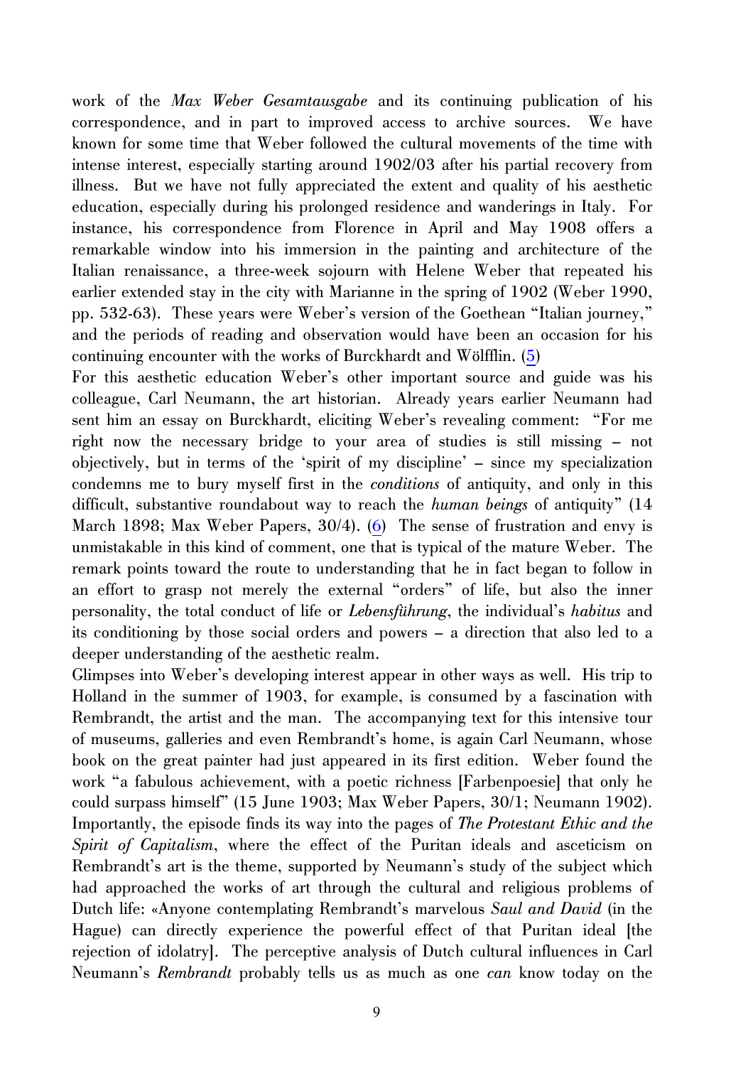work of the *Max Weber Gesamtausgabe* and its continuing publication of his correspondence, and in part to improved access to archive sources. We have known for some time that Weber followed the cultural movements of the time with intense interest, especially starting around 1902/03 after his partial recovery from illness. But we have not fully appreciated the extent and quality of his aesthetic education, especially during his prolonged residence and wanderings in Italy. For instance, his correspondence from Florence in April and May 1908 offers a remarkable window into his immersion in the painting and architecture of the Italian renaissance, a three-week sojourn with Helene Weber that repeated his earlier extended stay in the city with Marianne in the spring of 1902 (Weber 1990, pp. 532-63). These years were Weber's version of the Goethean "Italian journey," and the periods of reading and observation would have been an occasion for his continuing encounter with the works of Burckhardt and Wölfflin. (5)

For this aesthetic education Weber's other important source and guide was his colleague, Carl Neumann, the art historian. Already years earlier Neumann had sent him an essay on Burckhardt, eliciting Weber's revealing comment: "For me right now the necessary bridge to your area of studies is still missing – not objectively, but in terms of the 'spirit of my discipline' – since my specialization condemns me to bury myself first in the *conditions* of antiquity, and only in this difficult, substantive roundabout way to reach the *human beings* of antiquity" (14 March 1898; Max Weber Papers, 30/4). (6) The sense of frustration and envy is unmistakable in this kind of comment, one that is typical of the mature Weber. The remark points toward the route to understanding that he in fact began to follow in an effort to grasp not merely the external "orders" of life, but also the inner personality, the total conduct of life or *Lebensführung*, the individual's *habitus* and its conditioning by those social orders and powers – a direction that also led to a deeper understanding of the aesthetic realm.

Glimpses into Weber's developing interest appear in other ways as well. His trip to Holland in the summer of 1903, for example, is consumed by a fascination with Rembrandt, the artist and the man. The accompanying text for this intensive tour of museums, galleries and even Rembrandt's home, is again Carl Neumann, whose book on the great painter had just appeared in its first edition. Weber found the work "a fabulous achievement, with a poetic richness [Farbenpoesie] that only he could surpass himself" (15 June 1903; Max Weber Papers, 30/1; Neumann 1902). Importantly, the episode finds its way into the pages of *The Protestant Ethic and the Spirit of Capitalism*, where the effect of the Puritan ideals and asceticism on Rembrandt's art is the theme, supported by Neumann's study of the subject which had approached the works of art through the cultural and religious problems of Dutch life: «Anyone contemplating Rembrandt's marvelous *Saul and David* (in the Hague) can directly experience the powerful effect of that Puritan ideal [the rejection of idolatry]. The perceptive analysis of Dutch cultural influences in Carl Neumann's *Rembrandt* probably tells us as much as one *can* know today on the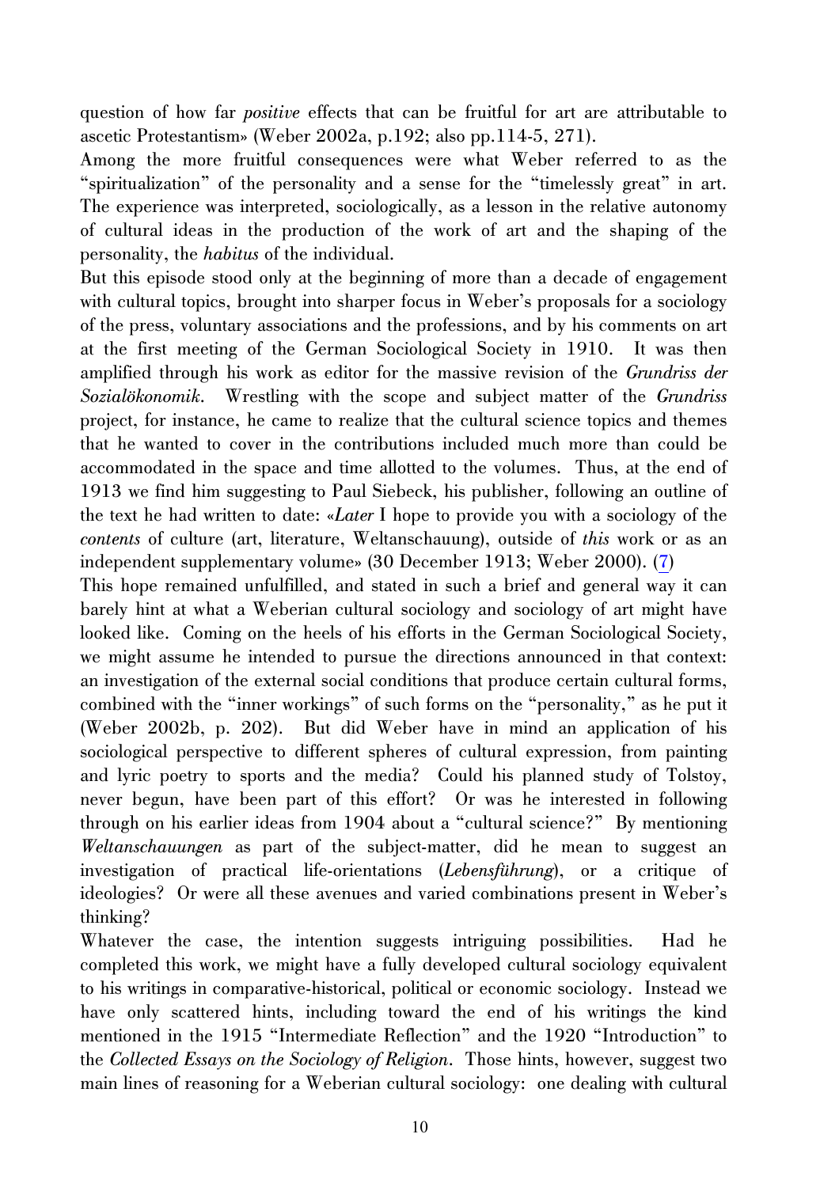question of how far *positive* effects that can be fruitful for art are attributable to ascetic Protestantism» (Weber 2002a, p.192; also pp.114-5, 271).

Among the more fruitful consequences were what Weber referred to as the "spiritualization" of the personality and a sense for the "timelessly great" in art. The experience was interpreted, sociologically, as a lesson in the relative autonomy of cultural ideas in the production of the work of art and the shaping of the personality, the *habitus* of the individual.

But this episode stood only at the beginning of more than a decade of engagement with cultural topics, brought into sharper focus in Weber's proposals for a sociology of the press, voluntary associations and the professions, and by his comments on art at the first meeting of the German Sociological Society in 1910. It was then amplified through his work as editor for the massive revision of the *Grundriss der Sozialökonomik*. Wrestling with the scope and subject matter of the *Grundriss* project, for instance, he came to realize that the cultural science topics and themes that he wanted to cover in the contributions included much more than could be accommodated in the space and time allotted to the volumes. Thus, at the end of 1913 we find him suggesting to Paul Siebeck, his publisher, following an outline of the text he had written to date: «*Later* I hope to provide you with a sociology of the *contents* of culture (art, literature, Weltanschauung), outside of *this* work or as an independent supplementary volume» (30 December 1913; Weber 2000). (7)

This hope remained unfulfilled, and stated in such a brief and general way it can barely hint at what a Weberian cultural sociology and sociology of art might have looked like. Coming on the heels of his efforts in the German Sociological Society, we might assume he intended to pursue the directions announced in that context: an investigation of the external social conditions that produce certain cultural forms, combined with the "inner workings" of such forms on the "personality," as he put it (Weber 2002b, p. 202). But did Weber have in mind an application of his sociological perspective to different spheres of cultural expression, from painting and lyric poetry to sports and the media? Could his planned study of Tolstoy, never begun, have been part of this effort? Or was he interested in following through on his earlier ideas from 1904 about a "cultural science?" By mentioning *Weltanschauungen* as part of the subject-matter, did he mean to suggest an investigation of practical life-orientations (*Lebensführung*), or a critique of ideologies? Or were all these avenues and varied combinations present in Weber's thinking?

Whatever the case, the intention suggests intriguing possibilities. Had he completed this work, we might have a fully developed cultural sociology equivalent to his writings in comparative-historical, political or economic sociology. Instead we have only scattered hints, including toward the end of his writings the kind mentioned in the 1915 "Intermediate Reflection" and the 1920 "Introduction" to the *Collected Essays on the Sociology of Religion*. Those hints, however, suggest two main lines of reasoning for a Weberian cultural sociology: one dealing with cultural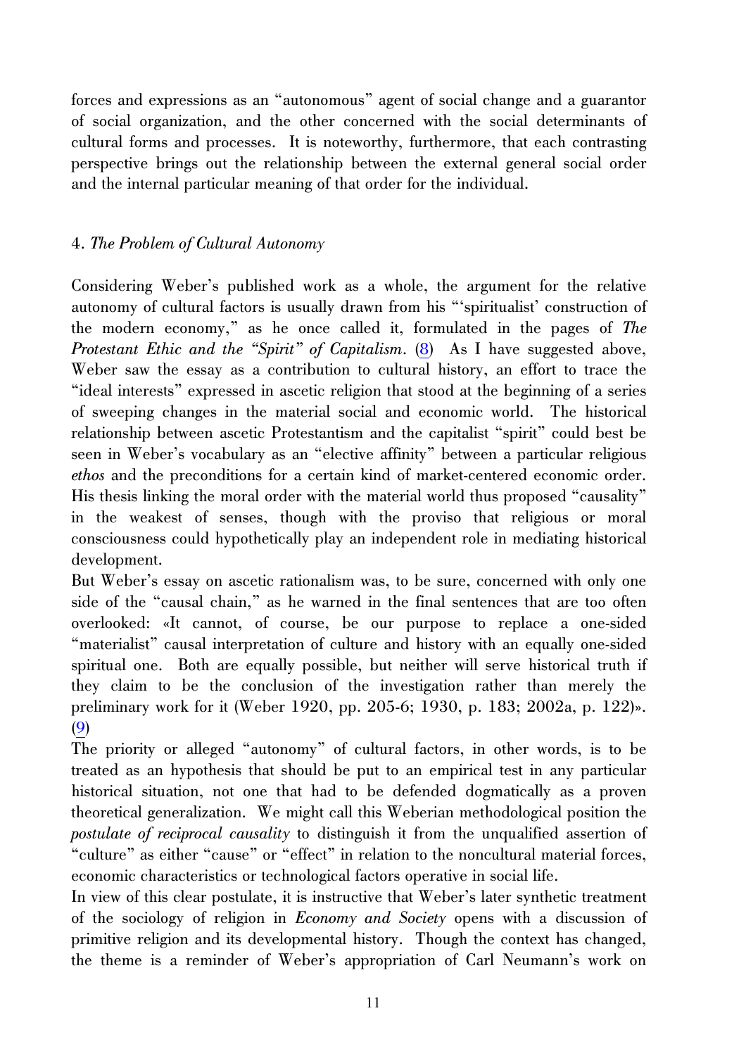forces and expressions as an "autonomous" agent of social change and a guarantor of social organization, and the other concerned with the social determinants of cultural forms and processes. It is noteworthy, furthermore, that each contrasting perspective brings out the relationship between the external general social order and the internal particular meaning of that order for the individual.

### 4. *The Problem of Cultural Autonomy*

Considering Weber's published work as a whole, the argument for the relative autonomy of cultural factors is usually drawn from his "'spiritualist' construction of the modern economy," as he once called it, formulated in the pages of *The Protestant Ethic and the "Spirit" of Capitalism*. (8) As I have suggested above, Weber saw the essay as a contribution to cultural history, an effort to trace the "ideal interests" expressed in ascetic religion that stood at the beginning of a series of sweeping changes in the material social and economic world. The historical relationship between ascetic Protestantism and the capitalist "spirit" could best be seen in Weber's vocabulary as an "elective affinity" between a particular religious *ethos* and the preconditions for a certain kind of market-centered economic order. His thesis linking the moral order with the material world thus proposed "causality" in the weakest of senses, though with the proviso that religious or moral consciousness could hypothetically play an independent role in mediating historical development.

But Weber's essay on ascetic rationalism was, to be sure, concerned with only one side of the "causal chain," as he warned in the final sentences that are too often overlooked: «It cannot, of course, be our purpose to replace a one-sided "materialist" causal interpretation of culture and history with an equally one-sided spiritual one. Both are equally possible, but neither will serve historical truth if they claim to be the conclusion of the investigation rather than merely the preliminary work for it (Weber 1920, pp. 205-6; 1930, p. 183; 2002a, p. 122)». (9)

The priority or alleged "autonomy" of cultural factors, in other words, is to be treated as an hypothesis that should be put to an empirical test in any particular historical situation, not one that had to be defended dogmatically as a proven theoretical generalization. We might call this Weberian methodological position the *postulate of reciprocal causality* to distinguish it from the unqualified assertion of "culture" as either "cause" or "effect" in relation to the noncultural material forces, economic characteristics or technological factors operative in social life.

In view of this clear postulate, it is instructive that Weber's later synthetic treatment of the sociology of religion in *Economy and Society* opens with a discussion of primitive religion and its developmental history. Though the context has changed, the theme is a reminder of Weber's appropriation of Carl Neumann's work on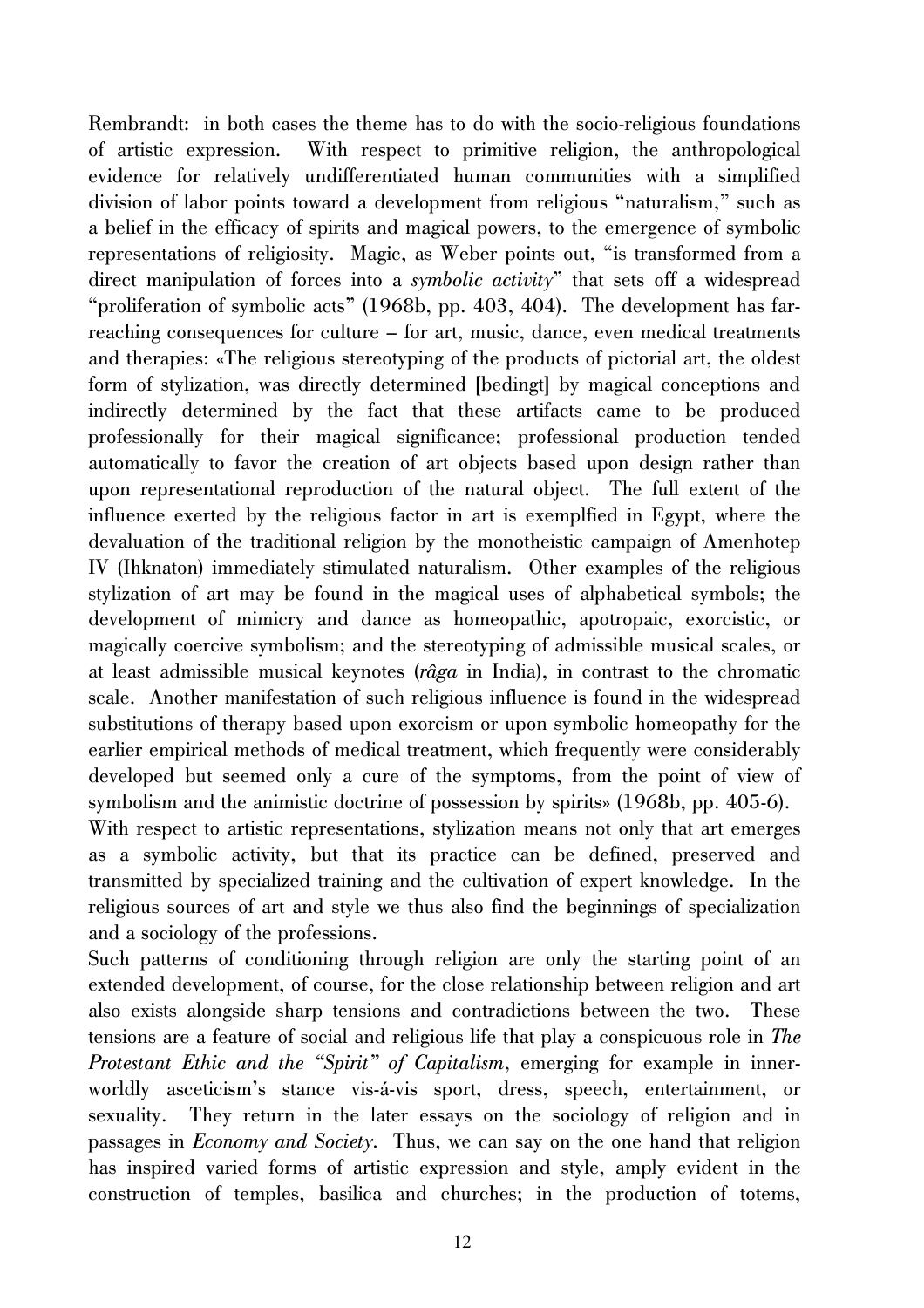Rembrandt: in both cases the theme has to do with the socio-religious foundations of artistic expression. With respect to primitive religion, the anthropological evidence for relatively undifferentiated human communities with a simplified division of labor points toward a development from religious "naturalism," such as a belief in the efficacy of spirits and magical powers, to the emergence of symbolic representations of religiosity. Magic, as Weber points out, "is transformed from a direct manipulation of forces into a *symbolic activity*" that sets off a widespread "proliferation of symbolic acts" (1968b, pp. 403, 404). The development has far-reaching consequences for culture – for art, music, dance, even medical treatments and therapies: «The religious stereotyping of the products of pictorial art, the oldest form of stylization, was directly determined [bedingt] by magical conceptions and indirectly determined by the fact that these artifacts came to be produced professionally for their magical significance; professional production tended automatically to favor the creation of art objects based upon design rather than upon representational reproduction of the natural object. The full extent of the influence exerted by the religious factor in art is exemplfied in Egypt, where the devaluation of the traditional religion by the monotheistic campaign of Amenhotep IV (Ihknaton) immediately stimulated naturalism. Other examples of the religious stylization of art may be found in the magical uses of alphabetical symbols; the development of mimicry and dance as homeopathic, apotropaic, exorcistic, or magically coercive symbolism; and the stereotyping of admissible musical scales, or at least admissible musical keynotes (*râga* in India), in contrast to the chromatic scale. Another manifestation of such religious influence is found in the widespread substitutions of therapy based upon exorcism or upon symbolic homeopathy for the earlier empirical methods of medical treatment, which frequently were considerably developed but seemed only a cure of the symptoms, from the point of view of symbolism and the animistic doctrine of possession by spirits» (1968b, pp. 405-6).

With respect to artistic representations, stylization means not only that art emerges as a symbolic activity, but that its practice can be defined, preserved and transmitted by specialized training and the cultivation of expert knowledge. In the religious sources of art and style we thus also find the beginnings of specialization and a sociology of the professions.

Such patterns of conditioning through religion are only the starting point of an extended development, of course, for the close relationship between religion and art also exists alongside sharp tensions and contradictions between the two. These tensions are a feature of social and religious life that play a conspicuous role in *The Protestant Ethic and the "Spirit" of Capitalism*, emerging for example in inner-worldly asceticism's stance vis-á-vis sport, dress, speech, entertainment, or sexuality. They return in the later essays on the sociology of religion and in passages in *Economy and Society*. Thus, we can say on the one hand that religion has inspired varied forms of artistic expression and style, amply evident in the construction of temples, basilica and churches; in the production of totems,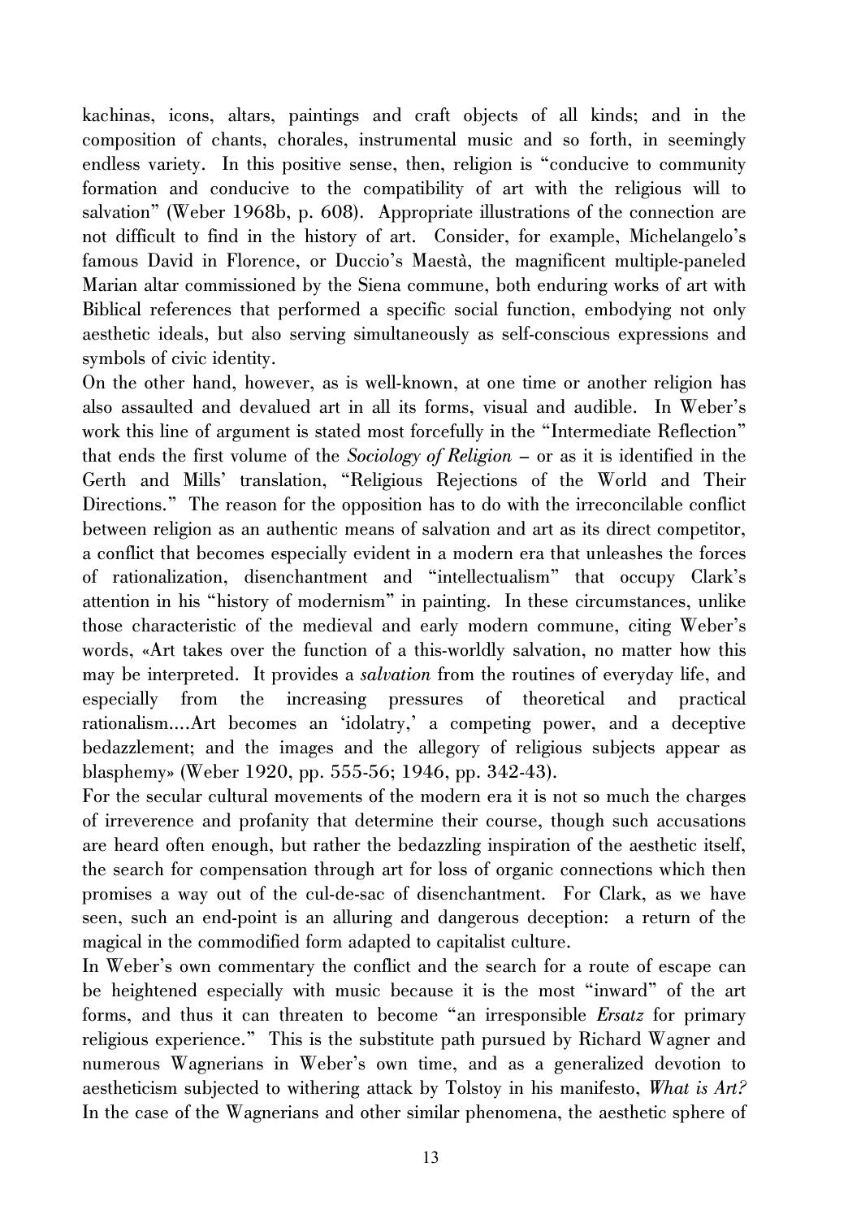kachinas, icons, altars, paintings and craft objects of all kinds; and in the composition of chants, chorales, instrumental music and so forth, in seemingly endless variety. In this positive sense, then, religion is "conducive to community formation and conducive to the compatibility of art with the religious will to salvation" (Weber 1968b, p. 608). Appropriate illustrations of the connection are not difficult to find in the history of art. Consider, for example, Michelangelo's famous David in Florence, or Duccio's Maestà, the magnificent multiple-paneled Marian altar commissioned by the Siena commune, both enduring works of art with Biblical references that performed a specific social function, embodying not only aesthetic ideals, but also serving simultaneously as self-conscious expressions and symbols of civic identity.

On the other hand, however, as is well-known, at one time or another religion has also assaulted and devalued art in all its forms, visual and audible. In Weber's work this line of argument is stated most forcefully in the "Intermediate Reflection" that ends the first volume of the *Sociology of Religion* – or as it is identified in the Gerth and Mills' translation, "Religious Rejections of the World and Their Directions." The reason for the opposition has to do with the irreconcilable conflict between religion as an authentic means of salvation and art as its direct competitor, a conflict that becomes especially evident in a modern era that unleashes the forces of rationalization, disenchantment and "intellectualism" that occupy Clark's attention in his "history of modernism" in painting. In these circumstances, unlike those characteristic of the medieval and early modern commune, citing Weber's words, «Art takes over the function of a this-worldly salvation, no matter how this may be interpreted. It provides a *salvation* from the routines of everyday life, and especially from the increasing pressures of theoretical and practical rationalism....Art becomes an 'idolatry,' a competing power, and a deceptive bedazzlement; and the images and the allegory of religious subjects appear as blasphemy» (Weber 1920, pp. 555-56; 1946, pp. 342-43).

For the secular cultural movements of the modern era it is not so much the charges of irreverence and profanity that determine their course, though such accusations are heard often enough, but rather the bedazzling inspiration of the aesthetic itself, the search for compensation through art for loss of organic connections which then promises a way out of the cul-de-sac of disenchantment. For Clark, as we have seen, such an end-point is an alluring and dangerous deception: a return of the magical in the commodified form adapted to capitalist culture.

In Weber's own commentary the conflict and the search for a route of escape can be heightened especially with music because it is the most "inward" of the art forms, and thus it can threaten to become "an irresponsible *Ersatz* for primary religious experience." This is the substitute path pursued by Richard Wagner and numerous Wagnerians in Weber's own time, and as a generalized devotion to aestheticism subjected to withering attack by Tolstoy in his manifesto, *What is Art?* In the case of the Wagnerians and other similar phenomena, the aesthetic sphere of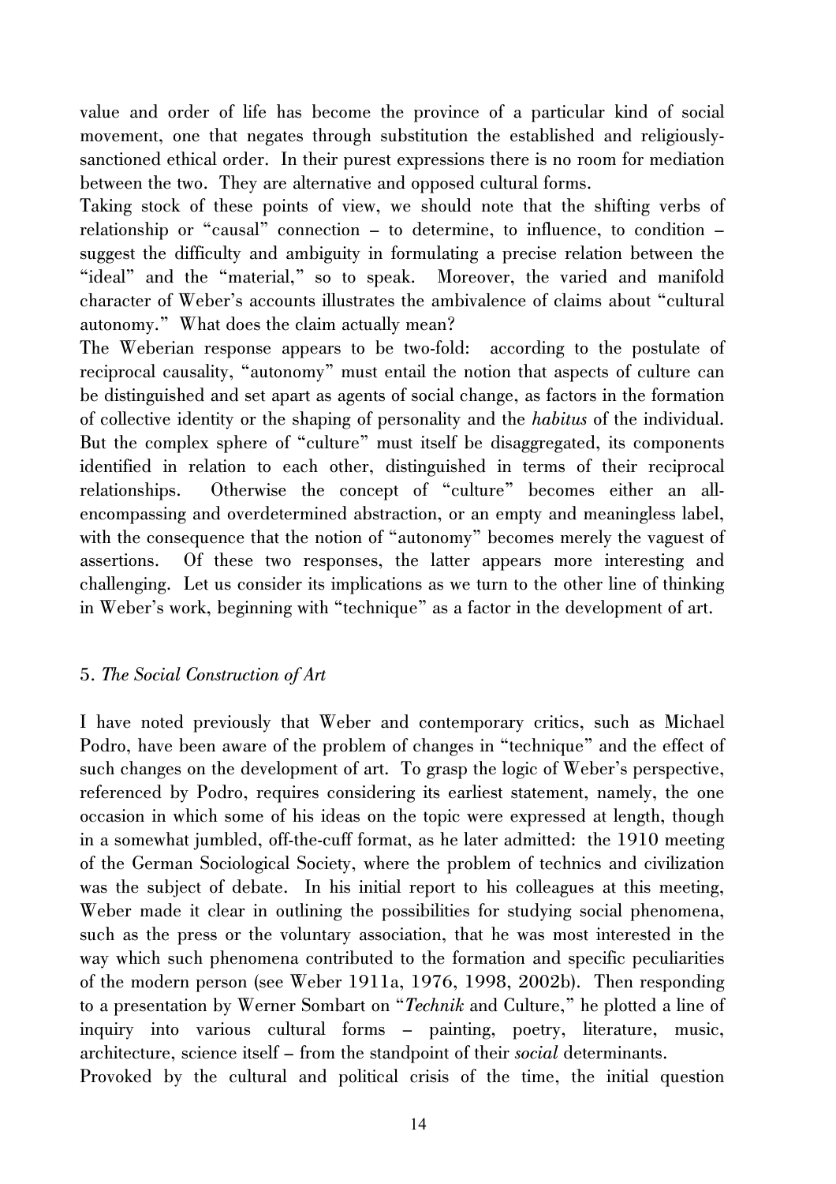value and order of life has become the province of a particular kind of social movement, one that negates through substitution the established and religiously-sanctioned ethical order. In their purest expressions there is no room for mediation between the two. They are alternative and opposed cultural forms.

Taking stock of these points of view, we should note that the shifting verbs of relationship or "causal" connection – to determine, to influence, to condition – suggest the difficulty and ambiguity in formulating a precise relation between the "ideal" and the "material," so to speak. Moreover, the varied and manifold character of Weber's accounts illustrates the ambivalence of claims about "cultural autonomy." What does the claim actually mean?

The Weberian response appears to be two-fold: according to the postulate of reciprocal causality, "autonomy" must entail the notion that aspects of culture can be distinguished and set apart as agents of social change, as factors in the formation of collective identity or the shaping of personality and the *habitus* of the individual. But the complex sphere of "culture" must itself be disaggregated, its components identified in relation to each other, distinguished in terms of their reciprocal relationships. Otherwise the concept of "culture" becomes either an all-encompassing and overdetermined abstraction, or an empty and meaningless label, with the consequence that the notion of "autonomy" becomes merely the vaguest of assertions. Of these two responses, the latter appears more interesting and challenging. Let us consider its implications as we turn to the other line of thinking in Weber's work, beginning with "technique" as a factor in the development of art.

## 5. *The Social Construction of Art*

I have noted previously that Weber and contemporary critics, such as Michael Podro, have been aware of the problem of changes in "technique" and the effect of such changes on the development of art. To grasp the logic of Weber's perspective, referenced by Podro, requires considering its earliest statement, namely, the one occasion in which some of his ideas on the topic were expressed at length, though in a somewhat jumbled, off-the-cuff format, as he later admitted: the 1910 meeting of the German Sociological Society, where the problem of technics and civilization was the subject of debate. In his initial report to his colleagues at this meeting, Weber made it clear in outlining the possibilities for studying social phenomena, such as the press or the voluntary association, that he was most interested in the way which such phenomena contributed to the formation and specific peculiarities of the modern person (see Weber 1911a, 1976, 1998, 2002b). Then responding to a presentation by Werner Sombart on "*Technik* and Culture," he plotted a line of inquiry into various cultural forms – painting, poetry, literature, music, architecture, science itself – from the standpoint of their *social* determinants.

Provoked by the cultural and political crisis of the time, the initial question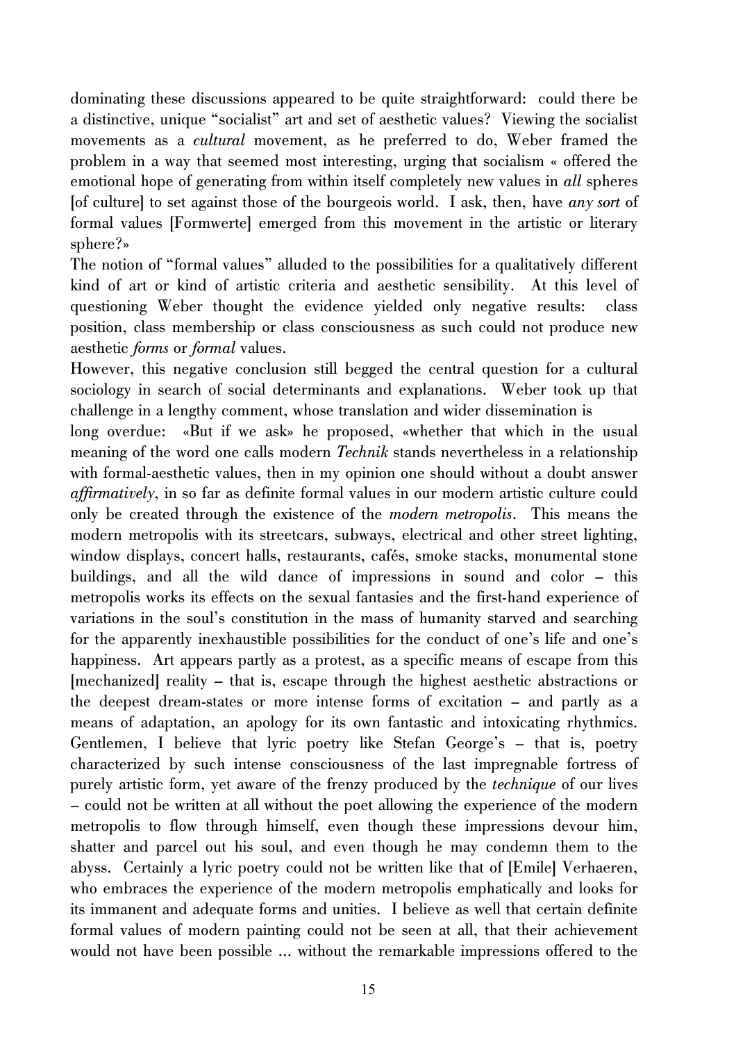dominating these discussions appeared to be quite straightforward: could there be a distinctive, unique "socialist" art and set of aesthetic values? Viewing the socialist movements as a *cultural* movement, as he preferred to do, Weber framed the problem in a way that seemed most interesting, urging that socialism « offered the emotional hope of generating from within itself completely new values in *all* spheres [of culture] to set against those of the bourgeois world. I ask, then, have *any sort* of formal values [Formwerte] emerged from this movement in the artistic or literary sphere?»

The notion of "formal values" alluded to the possibilities for a qualitatively different kind of art or kind of artistic criteria and aesthetic sensibility. At this level of questioning Weber thought the evidence yielded only negative results: class position, class membership or class consciousness as such could not produce new aesthetic *forms* or *formal* values.

However, this negative conclusion still begged the central question for a cultural sociology in search of social determinants and explanations. Weber took up that challenge in a lengthy comment, whose translation and wider dissemination is long overdue: «But if we ask» he proposed, «whether that which in the usual meaning of the word one calls modern *Technik* stands nevertheless in a relationship with formal-aesthetic values, then in my opinion one should without a doubt answer *affirmatively*, in so far as definite formal values in our modern artistic culture could only be created through the existence of the *modern metropolis*. This means the modern metropolis with its streetcars, subways, electrical and other street lighting, window displays, concert halls, restaurants, cafés, smoke stacks, monumental stone buildings, and all the wild dance of impressions in sound and color – this metropolis works its effects on the sexual fantasies and the first-hand experience of variations in the soul's constitution in the mass of humanity starved and searching for the apparently inexhaustible possibilities for the conduct of one's life and one's happiness. Art appears partly as a protest, as a specific means of escape from this [mechanized] reality – that is, escape through the highest aesthetic abstractions or the deepest dream-states or more intense forms of excitation – and partly as a means of adaptation, an apology for its own fantastic and intoxicating rhythmics. Gentlemen, I believe that lyric poetry like Stefan George's – that is, poetry characterized by such intense consciousness of the last impregnable fortress of purely artistic form, yet aware of the frenzy produced by the *technique* of our lives – could not be written at all without the poet allowing the experience of the modern metropolis to flow through himself, even though these impressions devour him, shatter and parcel out his soul, and even though he may condemn them to the abyss. Certainly a lyric poetry could not be written like that of [Emile] Verhaeren, who embraces the experience of the modern metropolis emphatically and looks for its immanent and adequate forms and unities. I believe as well that certain definite formal values of modern painting could not be seen at all, that their achievement would not have been possible ... without the remarkable impressions offered to the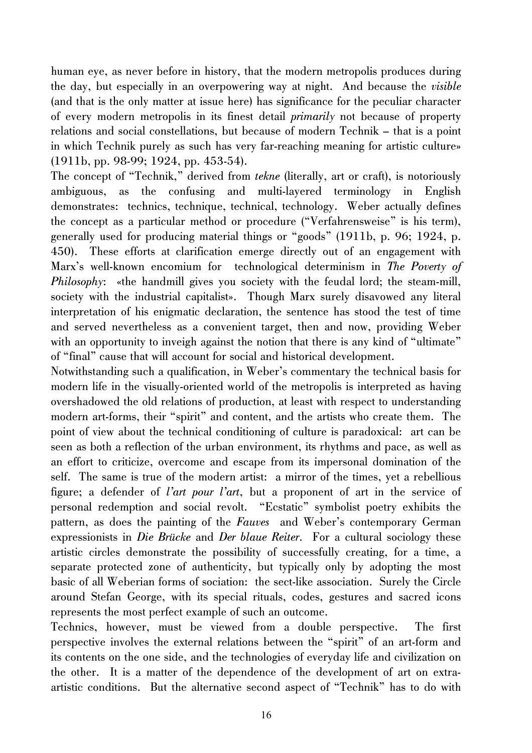human eye, as never before in history, that the modern metropolis produces during the day, but especially in an overpowering way at night. And because the *visible* (and that is the only matter at issue here) has significance for the peculiar character of every modern metropolis in its finest detail *primarily* not because of property relations and social constellations, but because of modern Technik – that is a point in which Technik purely as such has very far-reaching meaning for artistic culture» (1911b, pp. 98-99; 1924, pp. 453-54).

The concept of "Technik," derived from *tekne* (literally, art or craft), is notoriously ambiguous, as the confusing and multi-layered terminology in English demonstrates: technics, technique, technical, technology. Weber actually defines the concept as a particular method or procedure ("Verfahrensweise" is his term), generally used for producing material things or "goods" (1911b, p. 96; 1924, p. 450). These efforts at clarification emerge directly out of an engagement with Marx's well-known encomium for technological determinism in *The Poverty of Philosophy*: «the handmill gives you society with the feudal lord; the steam-mill, society with the industrial capitalist». Though Marx surely disavowed any literal interpretation of his enigmatic declaration, the sentence has stood the test of time and served nevertheless as a convenient target, then and now, providing Weber with an opportunity to inveigh against the notion that there is any kind of "ultimate" of "final" cause that will account for social and historical development.

Notwithstanding such a qualification, in Weber's commentary the technical basis for modern life in the visually-oriented world of the metropolis is interpreted as having overshadowed the old relations of production, at least with respect to understanding modern art-forms, their "spirit" and content, and the artists who create them. The point of view about the technical conditioning of culture is paradoxical: art can be seen as both a reflection of the urban environment, its rhythms and pace, as well as an effort to criticize, overcome and escape from its impersonal domination of the self. The same is true of the modern artist: a mirror of the times, yet a rebellious figure; a defender of *l'art pour l'art*, but a proponent of art in the service of personal redemption and social revolt. "Ecstatic" symbolist poetry exhibits the pattern, as does the painting of the *Fauves* and Weber's contemporary German expressionists in *Die Brücke* and *Der blaue Reiter*. For a cultural sociology these artistic circles demonstrate the possibility of successfully creating, for a time, a separate protected zone of authenticity, but typically only by adopting the most basic of all Weberian forms of sociation: the sect-like association. Surely the Circle around Stefan George, with its special rituals, codes, gestures and sacred icons represents the most perfect example of such an outcome.

Technics, however, must be viewed from a double perspective. The first perspective involves the external relations between the "spirit" of an art-form and its contents on the one side, and the technologies of everyday life and civilization on the other. It is a matter of the dependence of the development of art on extra-artistic conditions. But the alternative second aspect of "Technik" has to do with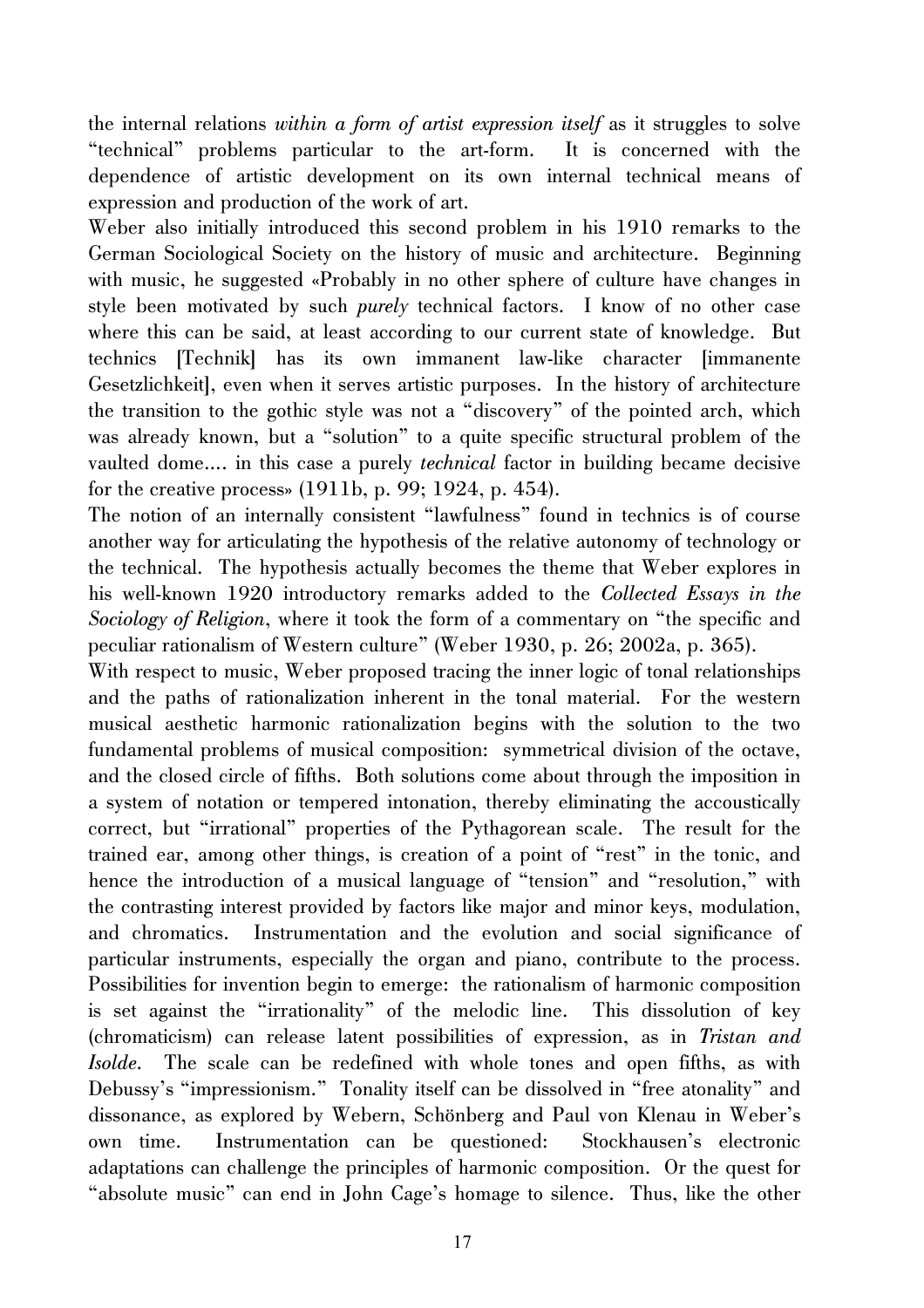the internal relations *within a form of artist expression itself* as it struggles to solve "technical" problems particular to the art-form. It is concerned with the dependence of artistic development on its own internal technical means of expression and production of the work of art.

Weber also initially introduced this second problem in his 1910 remarks to the German Sociological Society on the history of music and architecture. Beginning with music, he suggested «Probably in no other sphere of culture have changes in style been motivated by such *purely* technical factors. I know of no other case where this can be said, at least according to our current state of knowledge. But technics [Technik] has its own immanent law-like character [immanente Gesetzlichkeit], even when it serves artistic purposes. In the history of architecture the transition to the gothic style was not a "discovery" of the pointed arch, which was already known, but a "solution" to a quite specific structural problem of the vaulted dome.... in this case a purely *technical* factor in building became decisive for the creative process» (1911b, p. 99; 1924, p. 454).

The notion of an internally consistent "lawfulness" found in technics is of course another way for articulating the hypothesis of the relative autonomy of technology or the technical. The hypothesis actually becomes the theme that Weber explores in his well-known 1920 introductory remarks added to the *Collected Essays in the Sociology of Religion*, where it took the form of a commentary on "the specific and peculiar rationalism of Western culture" (Weber 1930, p. 26; 2002a, p. 365).

With respect to music, Weber proposed tracing the inner logic of tonal relationships and the paths of rationalization inherent in the tonal material. For the western musical aesthetic harmonic rationalization begins with the solution to the two fundamental problems of musical composition: symmetrical division of the octave, and the closed circle of fifths. Both solutions come about through the imposition in a system of notation or tempered intonation, thereby eliminating the accoustically correct, but "irrational" properties of the Pythagorean scale. The result for the trained ear, among other things, is creation of a point of "rest" in the tonic, and hence the introduction of a musical language of "tension" and "resolution," with the contrasting interest provided by factors like major and minor keys, modulation, and chromatics. Instrumentation and the evolution and social significance of particular instruments, especially the organ and piano, contribute to the process. Possibilities for invention begin to emerge: the rationalism of harmonic composition is set against the "irrationality" of the melodic line. This dissolution of key (chromaticism) can release latent possibilities of expression, as in *Tristan and Isolde*. The scale can be redefined with whole tones and open fifths, as with Debussy's "impressionism." Tonality itself can be dissolved in "free atonality" and dissonance, as explored by Webern, Schönberg and Paul von Klenau in Weber's own time. Instrumentation can be questioned: Stockhausen's electronic adaptations can challenge the principles of harmonic composition. Or the quest for "absolute music" can end in John Cage's homage to silence. Thus, like the other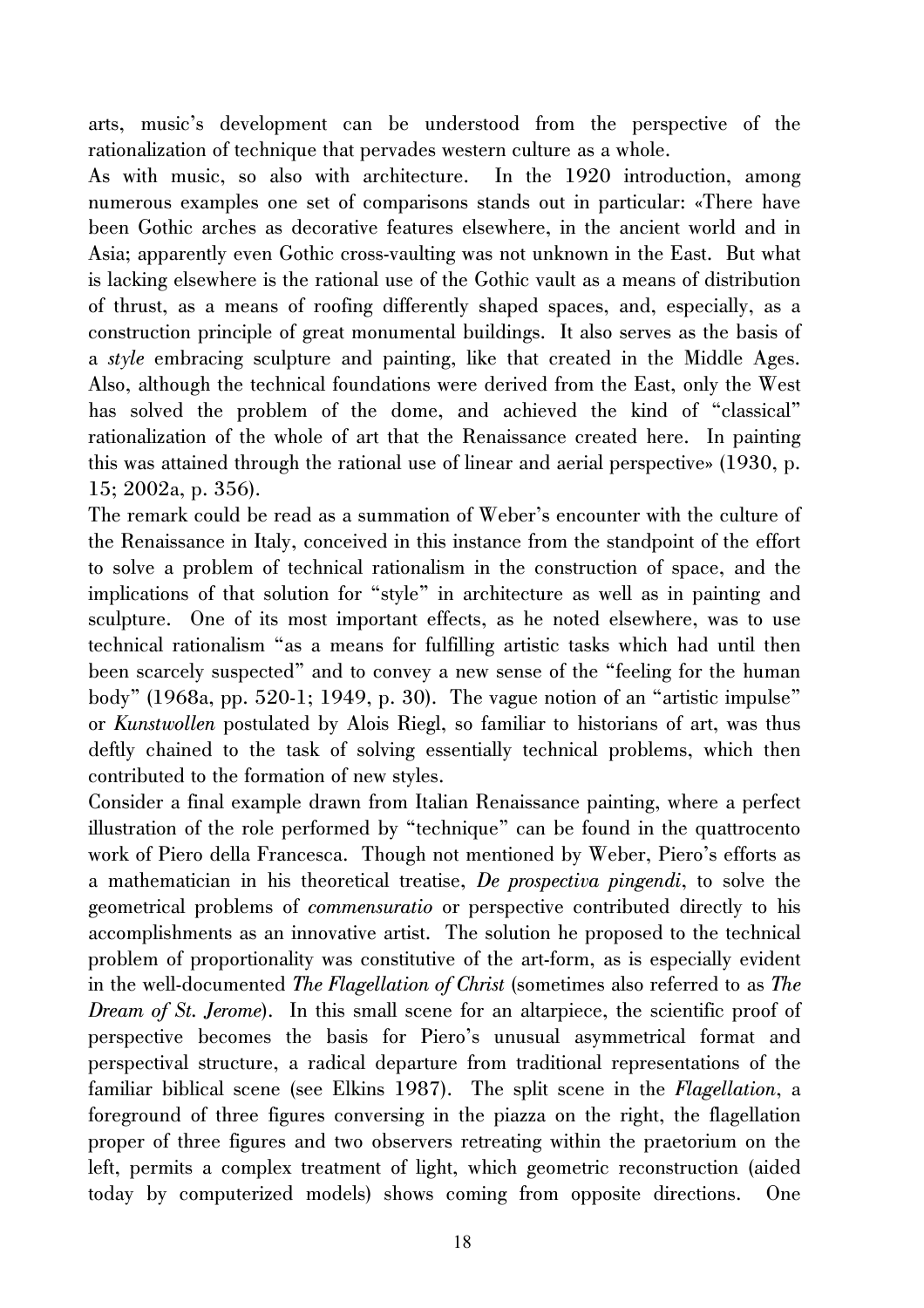arts, music's development can be understood from the perspective of the rationalization of technique that pervades western culture as a whole.

As with music, so also with architecture. In the 1920 introduction, among numerous examples one set of comparisons stands out in particular: «There have been Gothic arches as decorative features elsewhere, in the ancient world and in Asia; apparently even Gothic cross-vaulting was not unknown in the East. But what is lacking elsewhere is the rational use of the Gothic vault as a means of distribution of thrust, as a means of roofing differently shaped spaces, and, especially, as a construction principle of great monumental buildings. It also serves as the basis of a *style* embracing sculpture and painting, like that created in the Middle Ages. Also, although the technical foundations were derived from the East, only the West has solved the problem of the dome, and achieved the kind of "classical" rationalization of the whole of art that the Renaissance created here. In painting this was attained through the rational use of linear and aerial perspective» (1930, p. 15; 2002a, p. 356).

The remark could be read as a summation of Weber's encounter with the culture of the Renaissance in Italy, conceived in this instance from the standpoint of the effort to solve a problem of technical rationalism in the construction of space, and the implications of that solution for "style" in architecture as well as in painting and sculpture. One of its most important effects, as he noted elsewhere, was to use technical rationalism "as a means for fulfilling artistic tasks which had until then been scarcely suspected" and to convey a new sense of the "feeling for the human body" (1968a, pp. 520-1; 1949, p. 30). The vague notion of an "artistic impulse" or *Kunstwollen* postulated by Alois Riegl, so familiar to historians of art, was thus deftly chained to the task of solving essentially technical problems, which then contributed to the formation of new styles.

Consider a final example drawn from Italian Renaissance painting, where a perfect illustration of the role performed by "technique" can be found in the quattrocento work of Piero della Francesca. Though not mentioned by Weber, Piero's efforts as a mathematician in his theoretical treatise, *De prospectiva pingendi*, to solve the geometrical problems of *commensuratio* or perspective contributed directly to his accomplishments as an innovative artist. The solution he proposed to the technical problem of proportionality was constitutive of the art-form, as is especially evident in the well-documented *The Flagellation of Christ* (sometimes also referred to as *The Dream of St. Jerome*). In this small scene for an altarpiece, the scientific proof of perspective becomes the basis for Piero's unusual asymmetrical format and perspectival structure, a radical departure from traditional representations of the familiar biblical scene (see Elkins 1987). The split scene in the *Flagellation*, a foreground of three figures conversing in the piazza on the right, the flagellation proper of three figures and two observers retreating within the praetorium on the left, permits a complex treatment of light, which geometric reconstruction (aided today by computerized models) shows coming from opposite directions. One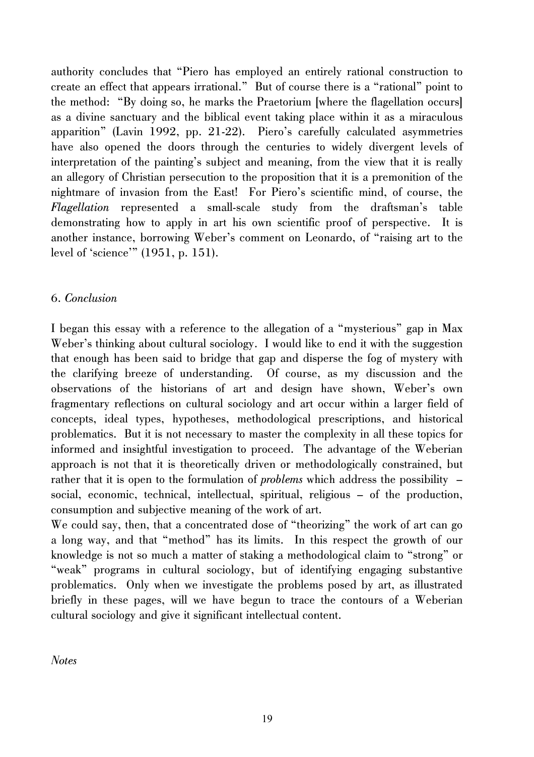authority concludes that "Piero has employed an entirely rational construction to create an effect that appears irrational." But of course there is a "rational" point to the method: "By doing so, he marks the Praetorium [where the flagellation occurs] as a divine sanctuary and the biblical event taking place within it as a miraculous apparition" (Lavin 1992, pp. 21-22). Piero's carefully calculated asymmetries have also opened the doors through the centuries to widely divergent levels of interpretation of the painting's subject and meaning, from the view that it is really an allegory of Christian persecution to the proposition that it is a premonition of the nightmare of invasion from the East! For Piero's scientific mind, of course, the *Flagellation* represented a small-scale study from the draftsman's table demonstrating how to apply in art his own scientific proof of perspective. It is another instance, borrowing Weber's comment on Leonardo, of "raising art to the level of 'science'" (1951, p. 151).

## 6. *Conclusion*

I began this essay with a reference to the allegation of a "mysterious" gap in Max Weber's thinking about cultural sociology. I would like to end it with the suggestion that enough has been said to bridge that gap and disperse the fog of mystery with the clarifying breeze of understanding. Of course, as my discussion and the observations of the historians of art and design have shown, Weber's own fragmentary reflections on cultural sociology and art occur within a larger field of concepts, ideal types, hypotheses, methodological prescriptions, and historical problematics. But it is not necessary to master the complexity in all these topics for informed and insightful investigation to proceed. The advantage of the Weberian approach is not that it is theoretically driven or methodologically constrained, but rather that it is open to the formulation of *problems* which address the possibility – social, economic, technical, intellectual, spiritual, religious – of the production, consumption and subjective meaning of the work of art.

We could say, then, that a concentrated dose of "theorizing" the work of art can go a long way, and that "method" has its limits. In this respect the growth of our knowledge is not so much a matter of staking a methodological claim to "strong" or "weak" programs in cultural sociology, but of identifying engaging substantive problematics. Only when we investigate the problems posed by art, as illustrated briefly in these pages, will we have begun to trace the contours of a Weberian cultural sociology and give it significant intellectual content.

*Notes*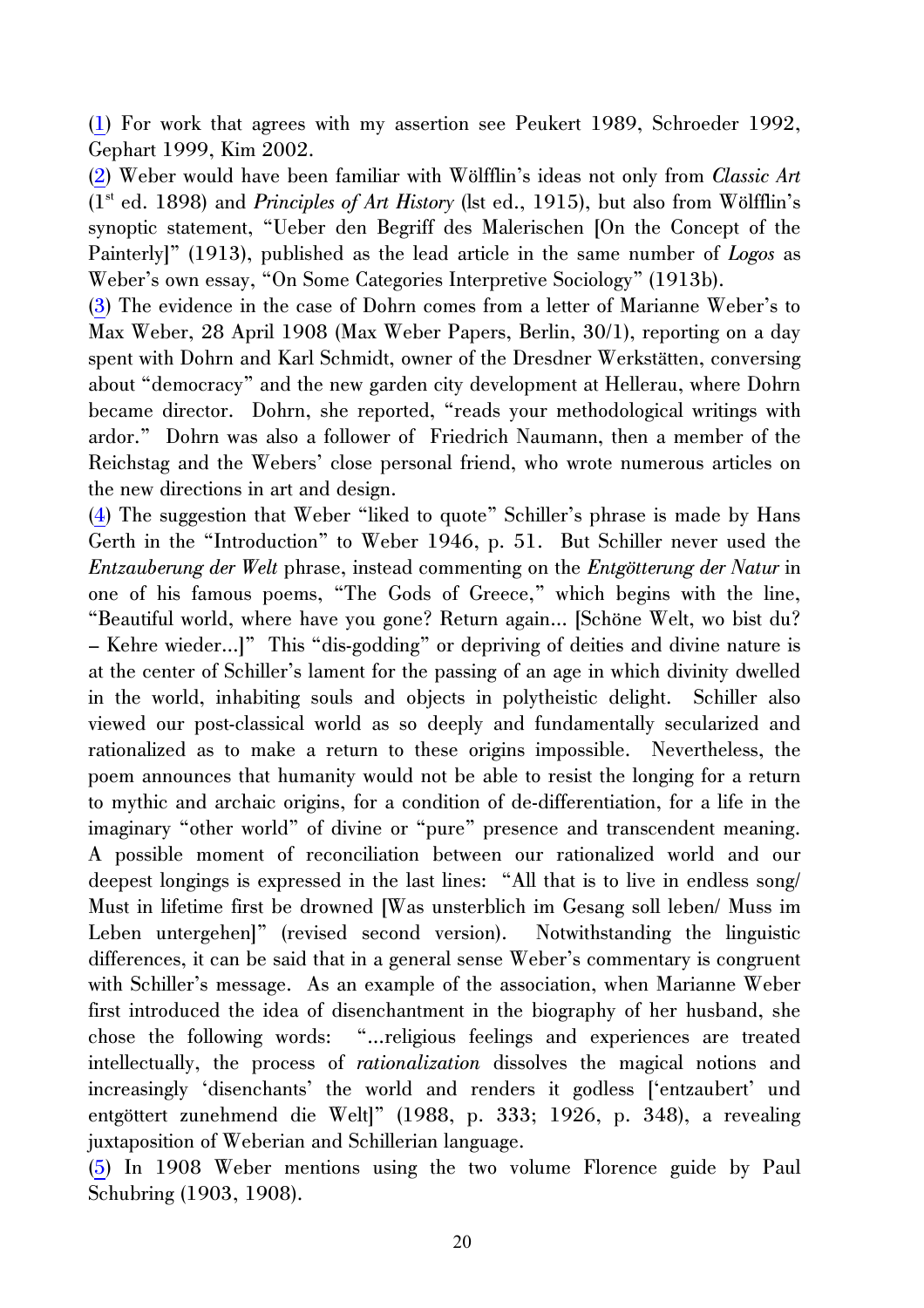([1](#)) For work that agrees with my assertion see Peukert 1989, Schroeder 1992, Gephart 1999, Kim 2002.

([2](#)) Weber would have been familiar with Wölfflin's ideas not only from *Classic Art* (1st ed. 1898) and *Principles of Art History* (lst ed., 1915), but also from Wölfflin's synoptic statement, "Ueber den Begriff des Malerischen [On the Concept of the Painterly]" (1913), published as the lead article in the same number of *Logos* as Weber's own essay, "On Some Categories Interpretive Sociology" (1913b).

([3](#)) The evidence in the case of Dohrn comes from a letter of Marianne Weber's to Max Weber, 28 April 1908 (Max Weber Papers, Berlin, 30/1), reporting on a day spent with Dohrn and Karl Schmidt, owner of the Dresdner Werkstätten, conversing about "democracy" and the new garden city development at Hellerau, where Dohrn became director. Dohrn, she reported, "reads your methodological writings with ardor." Dohrn was also a follower of Friedrich Naumann, then a member of the Reichstag and the Webers' close personal friend, who wrote numerous articles on the new directions in art and design.

([4](#)) The suggestion that Weber "liked to quote" Schiller's phrase is made by Hans Gerth in the "Introduction" to Weber 1946, p. 51. But Schiller never used the *Entzauberung der Welt* phrase, instead commenting on the *Entgötterung der Natur* in one of his famous poems, "The Gods of Greece," which begins with the line, "Beautiful world, where have you gone? Return again... [Schöne Welt, wo bist du? – Kehre wieder...]" This "dis-godding" or depriving of deities and divine nature is at the center of Schiller's lament for the passing of an age in which divinity dwelled in the world, inhabiting souls and objects in polytheistic delight. Schiller also viewed our post-classical world as so deeply and fundamentally secularized and rationalized as to make a return to these origins impossible. Nevertheless, the poem announces that humanity would not be able to resist the longing for a return to mythic and archaic origins, for a condition of de-differentiation, for a life in the imaginary "other world" of divine or "pure" presence and transcendent meaning. A possible moment of reconciliation between our rationalized world and our deepest longings is expressed in the last lines: "All that is to live in endless song/ Must in lifetime first be drowned [Was unsterblich im Gesang soll leben/ Muss im Leben untergehen]" (revised second version). Notwithstanding the linguistic differences, it can be said that in a general sense Weber's commentary is congruent with Schiller's message. As an example of the association, when Marianne Weber first introduced the idea of disenchantment in the biography of her husband, she chose the following words: "...religious feelings and experiences are treated intellectually, the process of *rationalization* dissolves the magical notions and increasingly 'disenchants' the world and renders it godless ['entzaubert' und entgöttert zunehmend die Welt]" (1988, p. 333; 1926, p. 348), a revealing juxtaposition of Weberian and Schillerian language.

([5](#)) In 1908 Weber mentions using the two volume Florence guide by Paul Schubring (1903, 1908).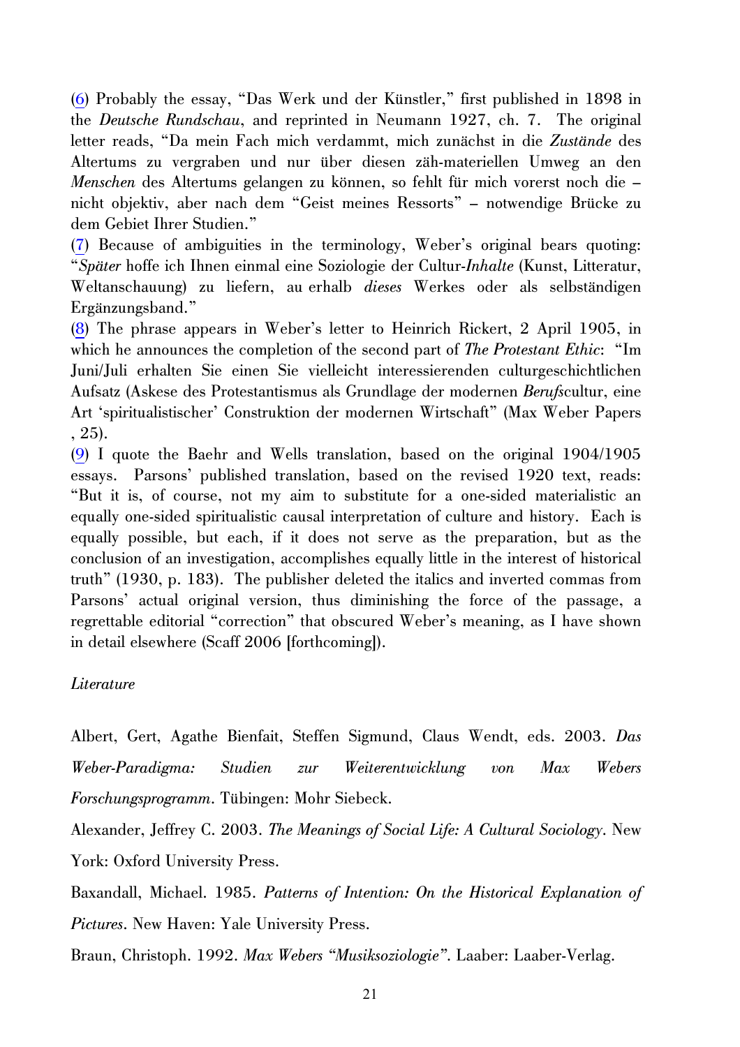(6) Probably the essay, "Das Werk und der Künstler," first published in 1898 in the *Deutsche Rundschau*, and reprinted in Neumann 1927, ch. 7. The original letter reads, "Da mein Fach mich verdammt, mich zunächst in die *Zustände* des Altertums zu vergraben und nur über diesen zäh-materiellen Umweg an den *Menschen* des Altertums gelangen zu können, so fehlt für mich vorerst noch die – nicht objektiv, aber nach dem "Geist meines Ressorts" – notwendige Brücke zu dem Gebiet Ihrer Studien."

(7) Because of ambiguities in the terminology, Weber's original bears quoting: "*Später* hoffe ich Ihnen einmal eine Soziologie der Cultur-*Inhalte* (Kunst, Litteratur, Weltanschauung) zu liefern, au erhalb *dieses* Werkes oder als selbständigen Ergänzungsband."

(8) The phrase appears in Weber's letter to Heinrich Rickert, 2 April 1905, in which he announces the completion of the second part of *The Protestant Ethic*: "Im Juni/Juli erhalten Sie einen Sie vielleicht interessierenden culturgeschichtlichen Aufsatz (Askese des Protestantismus als Grundlage der modernen *Berufs*cultur, eine Art 'spiritualistischer' Construktion der modernen Wirtschaft" (Max Weber Papers , 25).

(9) I quote the Baehr and Wells translation, based on the original 1904/1905 essays. Parsons' published translation, based on the revised 1920 text, reads: "But it is, of course, not my aim to substitute for a one-sided materialistic an equally one-sided spiritualistic causal interpretation of culture and history. Each is equally possible, but each, if it does not serve as the preparation, but as the conclusion of an investigation, accomplishes equally little in the interest of historical truth" (1930, p. 183). The publisher deleted the italics and inverted commas from Parsons' actual original version, thus diminishing the force of the passage, a regrettable editorial "correction" that obscured Weber's meaning, as I have shown in detail elsewhere (Scaff 2006 [forthcoming]).

*Literature*

Albert, Gert, Agathe Bienfait, Steffen Sigmund, Claus Wendt, eds. 2003. *Das Weber-Paradigma: Studien zur Weiterentwicklung von Max Webers Forschungsprogramm*. Tübingen: Mohr Siebeck.

Alexander, Jeffrey C. 2003. *The Meanings of Social Life: A Cultural Sociology*. New York: Oxford University Press.

Baxandall, Michael. 1985. *Patterns of Intention: On the Historical Explanation of Pictures*. New Haven: Yale University Press.

Braun, Christoph. 1992. *Max Webers "Musiksoziologie"*. Laaber: Laaber-Verlag.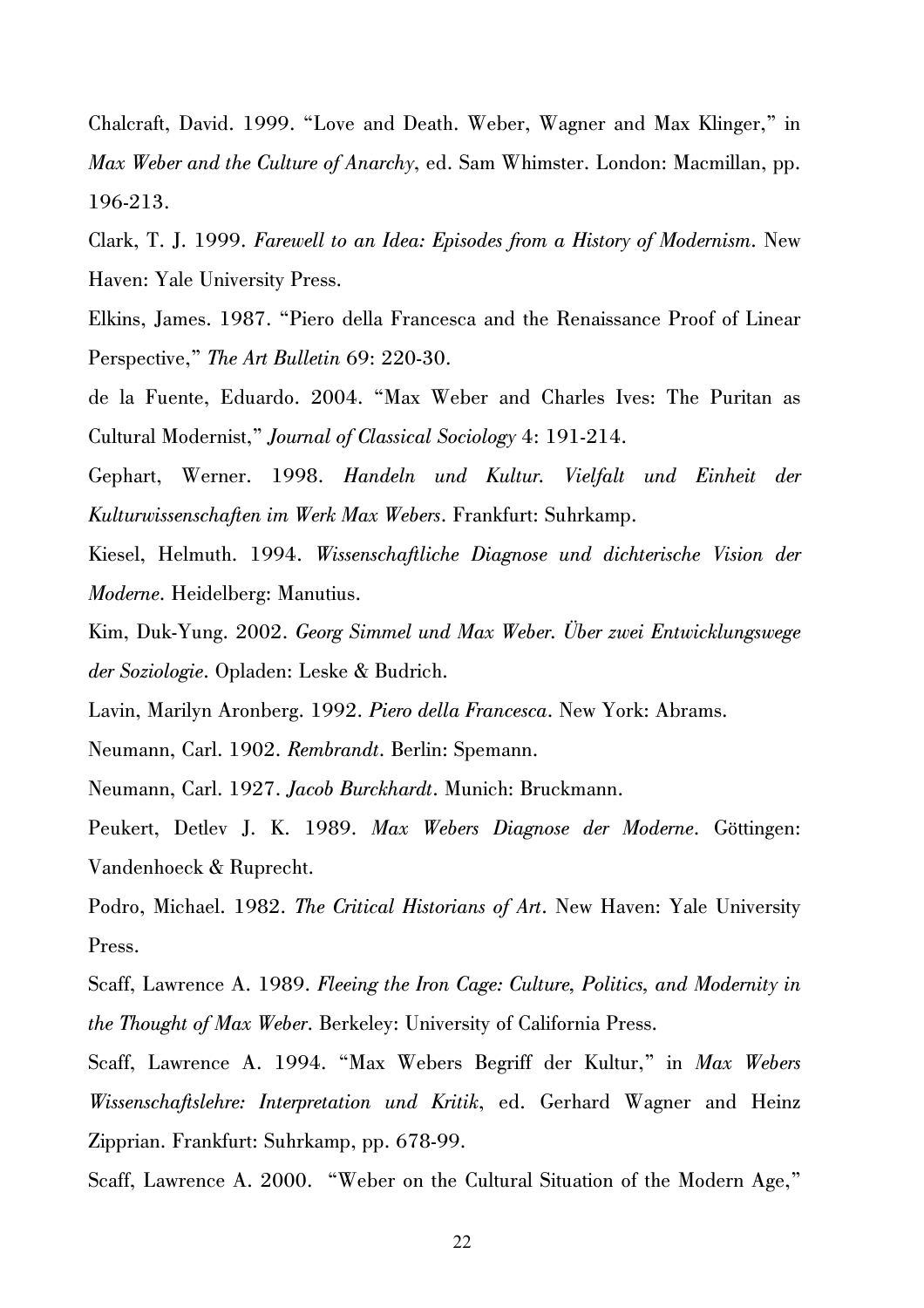Chalcraft, David. 1999. "Love and Death. Weber, Wagner and Max Klinger," in *Max Weber and the Culture of Anarchy*, ed. Sam Whimster. London: Macmillan, pp. 196-213.

Clark, T. J. 1999. *Farewell to an Idea: Episodes from a History of Modernism*. New Haven: Yale University Press.

Elkins, James. 1987. "Piero della Francesca and the Renaissance Proof of Linear Perspective," *The Art Bulletin* 69: 220-30.

de la Fuente, Eduardo. 2004. "Max Weber and Charles Ives: The Puritan as Cultural Modernist," *Journal of Classical Sociology* 4: 191-214.

Gephart, Werner. 1998. *Handeln und Kultur. Vielfalt und Einheit der Kulturwissenschaften im Werk Max Webers*. Frankfurt: Suhrkamp.

Kiesel, Helmuth. 1994. *Wissenschaftliche Diagnose und dichterische Vision der Moderne*. Heidelberg: Manutius.

Kim, Duk-Yung. 2002. *Georg Simmel und Max Weber. Über zwei Entwicklungswege der Soziologie*. Opladen: Leske & Budrich.

Lavin, Marilyn Aronberg. 1992. *Piero della Francesca*. New York: Abrams.

Neumann, Carl. 1902. *Rembrandt*. Berlin: Spemann.

Neumann, Carl. 1927. *Jacob Burckhardt*. Munich: Bruckmann.

Peukert, Detlev J. K. 1989. *Max Webers Diagnose der Moderne*. Göttingen: Vandenhoeck & Ruprecht.

Podro, Michael. 1982. *The Critical Historians of Art*. New Haven: Yale University Press.

Scaff, Lawrence A. 1989. *Fleeing the Iron Cage: Culture, Politics, and Modernity in the Thought of Max Weber*. Berkeley: University of California Press.

Scaff, Lawrence A. 1994. "Max Webers Begriff der Kultur," in *Max Webers Wissenschaftslehre: Interpretation und Kritik*, ed. Gerhard Wagner and Heinz Zipprian. Frankfurt: Suhrkamp, pp. 678-99.

Scaff, Lawrence A. 2000. "Weber on the Cultural Situation of the Modern Age,"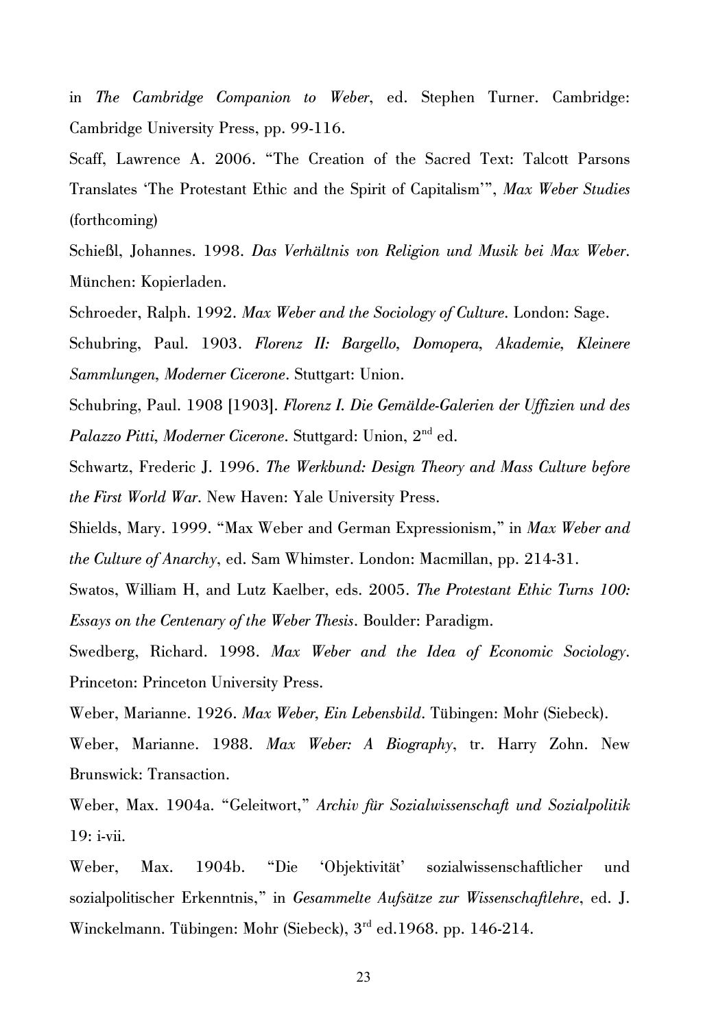in *The Cambridge Companion to Weber*, ed. Stephen Turner. Cambridge: Cambridge University Press, pp. 99-116.

Scaff, Lawrence A. 2006. "The Creation of the Sacred Text: Talcott Parsons Translates 'The Protestant Ethic and the Spirit of Capitalism'", *Max Weber Studies* (forthcoming)

Schießl, Johannes. 1998. *Das Verhältnis von Religion und Musik bei Max Weber*. München: Kopierladen.

Schroeder, Ralph. 1992. *Max Weber and the Sociology of Culture*. London: Sage.

Schubring, Paul. 1903. *Florenz II: Bargello, Domopera, Akademie, Kleinere Sammlungen, Moderner Cicerone*. Stuttgart: Union.

Schubring, Paul. 1908 [1903]. *Florenz I. Die Gemälde-Galerien der Uffizien und des Palazzo Pitti, Moderner Cicerone*. Stuttgard: Union, 2nd ed.

Schwartz, Frederic J. 1996. *The Werkbund: Design Theory and Mass Culture before the First World War*. New Haven: Yale University Press.

Shields, Mary. 1999. "Max Weber and German Expressionism," in *Max Weber and the Culture of Anarchy*, ed. Sam Whimster. London: Macmillan, pp. 214-31.

Swatos, William H, and Lutz Kaelber, eds. 2005. *The Protestant Ethic Turns 100: Essays on the Centenary of the Weber Thesis*. Boulder: Paradigm.

Swedberg, Richard. 1998. *Max Weber and the Idea of Economic Sociology*. Princeton: Princeton University Press.

Weber, Marianne. 1926. *Max Weber, Ein Lebensbild*. Tübingen: Mohr (Siebeck).

Weber, Marianne. 1988. *Max Weber: A Biography*, tr. Harry Zohn. New Brunswick: Transaction.

Weber, Max. 1904a. "Geleitwort," *Archiv für Sozialwissenschaft und Sozialpolitik* 19: i-vii.

Weber, Max. 1904b. "Die 'Objektivität' sozialwissenschaftlicher und sozialpolitischer Erkenntnis," in *Gesammelte Aufsätze zur Wissenschaftlehre*, ed. J. Winckelmann. Tübingen: Mohr (Siebeck), 3rd ed.1968. pp. 146-214.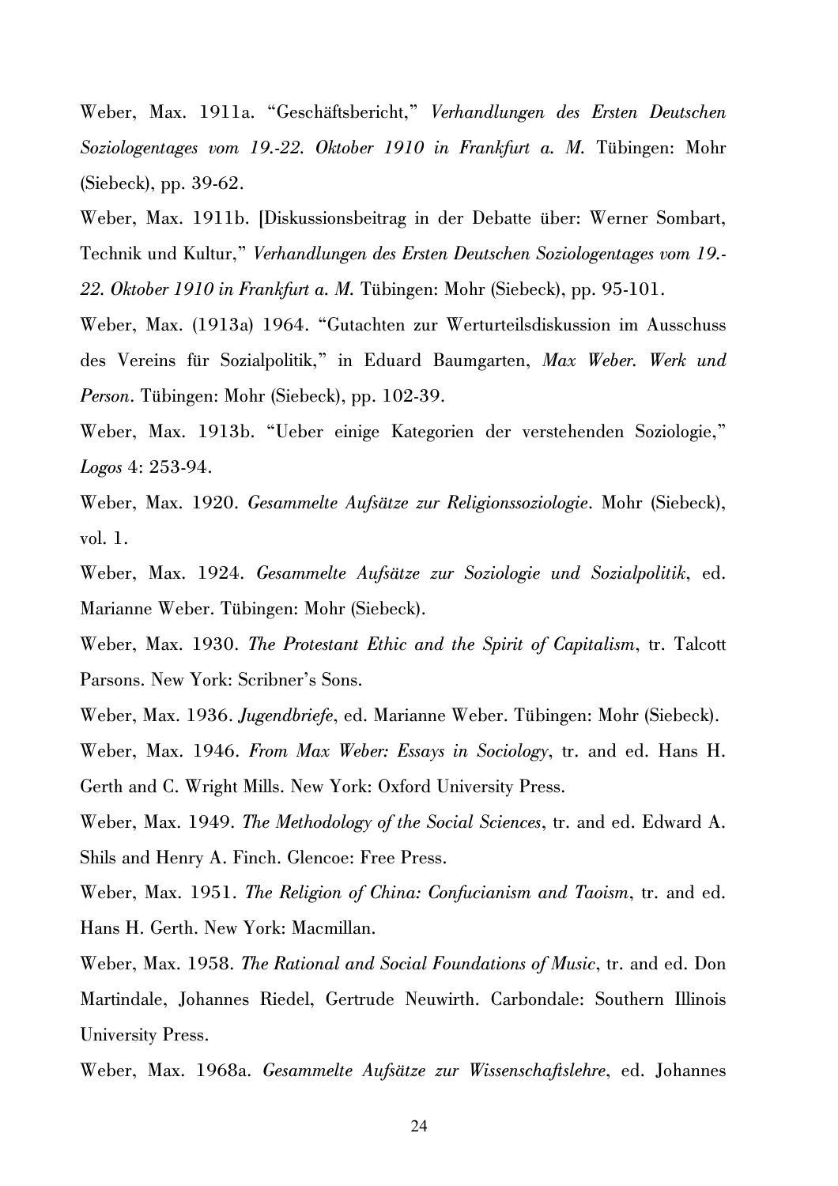Weber, Max. 1911a. "Geschäftsbericht," *Verhandlungen des Ersten Deutschen Soziologentages vom 19.-22. Oktober 1910 in Frankfurt a. M.* Tübingen: Mohr (Siebeck), pp. 39-62.

Weber, Max. 1911b. [Diskussionsbeitrag in der Debatte über: Werner Sombart, Technik und Kultur," *Verhandlungen des Ersten Deutschen Soziologentages vom 19.-22. Oktober 1910 in Frankfurt a. M.* Tübingen: Mohr (Siebeck), pp. 95-101.

Weber, Max. (1913a) 1964. "Gutachten zur Werturteilsdiskussion im Ausschuss des Vereins für Sozialpolitik," in Eduard Baumgarten, *Max Weber. Werk und Person*. Tübingen: Mohr (Siebeck), pp. 102-39.

Weber, Max. 1913b. "Ueber einige Kategorien der verstehenden Soziologie," *Logos* 4: 253-94.

Weber, Max. 1920. *Gesammelte Aufsätze zur Religionssoziologie*. Mohr (Siebeck), vol. 1.

Weber, Max. 1924. *Gesammelte Aufsätze zur Soziologie und Sozialpolitik*, ed. Marianne Weber. Tübingen: Mohr (Siebeck).

Weber, Max. 1930. *The Protestant Ethic and the Spirit of Capitalism*, tr. Talcott Parsons. New York: Scribner's Sons.

Weber, Max. 1936. *Jugendbriefe*, ed. Marianne Weber. Tübingen: Mohr (Siebeck).

Weber, Max. 1946. *From Max Weber: Essays in Sociology*, tr. and ed. Hans H. Gerth and C. Wright Mills. New York: Oxford University Press.

Weber, Max. 1949. *The Methodology of the Social Sciences*, tr. and ed. Edward A. Shils and Henry A. Finch. Glencoe: Free Press.

Weber, Max. 1951. *The Religion of China: Confucianism and Taoism*, tr. and ed. Hans H. Gerth. New York: Macmillan.

Weber, Max. 1958. *The Rational and Social Foundations of Music*, tr. and ed. Don Martindale, Johannes Riedel, Gertrude Neuwirth. Carbondale: Southern Illinois University Press.

Weber, Max. 1968a. *Gesammelte Aufsätze zur Wissenschaftslehre*, ed. Johannes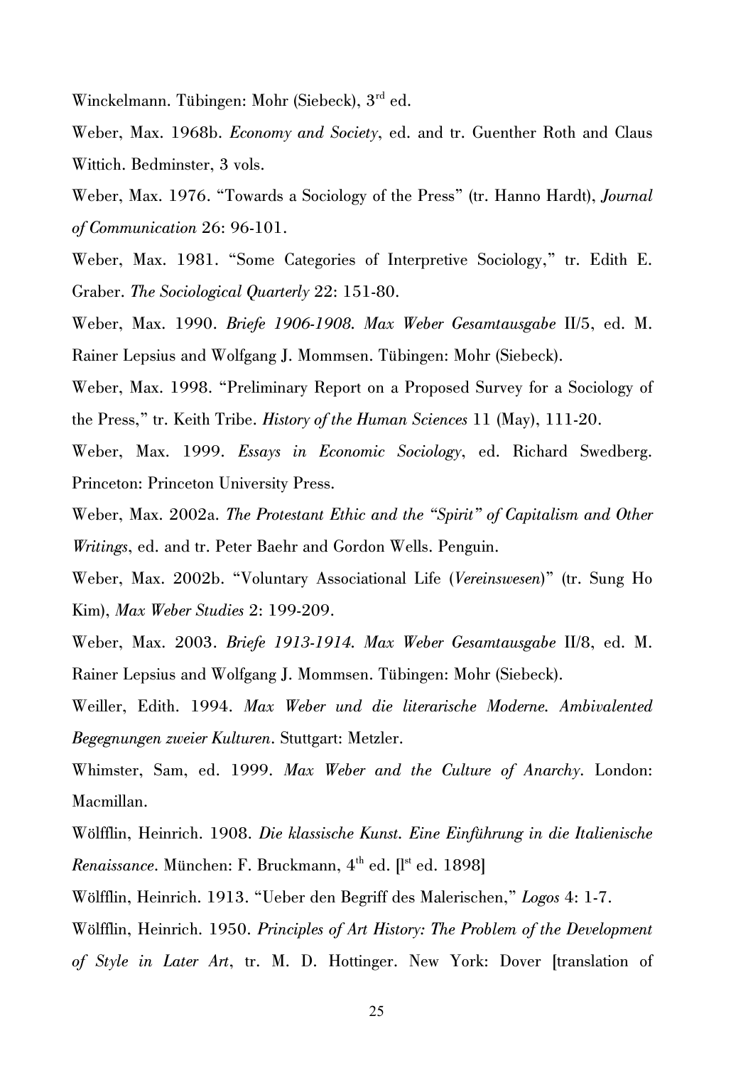Winckelmann. Tübingen: Mohr (Siebeck), 3rd ed.

Weber, Max. 1968b. *Economy and Society*, ed. and tr. Guenther Roth and Claus Wittich. Bedminster, 3 vols.

Weber, Max. 1976. "Towards a Sociology of the Press" (tr. Hanno Hardt), *Journal of Communication* 26: 96-101.

Weber, Max. 1981. "Some Categories of Interpretive Sociology," tr. Edith E. Graber. *The Sociological Quarterly* 22: 151-80.

Weber, Max. 1990. *Briefe 1906-1908. Max Weber Gesamtausgabe* II/5, ed. M. Rainer Lepsius and Wolfgang J. Mommsen. Tübingen: Mohr (Siebeck).

Weber, Max. 1998. "Preliminary Report on a Proposed Survey for a Sociology of the Press," tr. Keith Tribe. *History of the Human Sciences* 11 (May), 111-20.

Weber, Max. 1999. *Essays in Economic Sociology*, ed. Richard Swedberg. Princeton: Princeton University Press.

Weber, Max. 2002a. *The Protestant Ethic and the "Spirit" of Capitalism and Other Writings*, ed. and tr. Peter Baehr and Gordon Wells. Penguin.

Weber, Max. 2002b. "Voluntary Associational Life (*Vereinswesen*)" (tr. Sung Ho Kim), *Max Weber Studies* 2: 199-209.

Weber, Max. 2003. *Briefe 1913-1914. Max Weber Gesamtausgabe* II/8, ed. M. Rainer Lepsius and Wolfgang J. Mommsen. Tübingen: Mohr (Siebeck).

Weiller, Edith. 1994. *Max Weber und die literarische Moderne. Ambivalented Begegnungen zweier Kulturen*. Stuttgart: Metzler.

Whimster, Sam, ed. 1999. *Max Weber and the Culture of Anarchy*. London: Macmillan.

Wölfflin, Heinrich. 1908. *Die klassische Kunst. Eine Einführung in die Italienische Renaissance*. München: F. Bruckmann, 4th ed. [1st ed. 1898]

Wölfflin, Heinrich. 1913. "Ueber den Begriff des Malerischen," *Logos* 4: 1-7.

Wölfflin, Heinrich. 1950. *Principles of Art History: The Problem of the Development of Style in Later Art*, tr. M. D. Hottinger. New York: Dover [translation of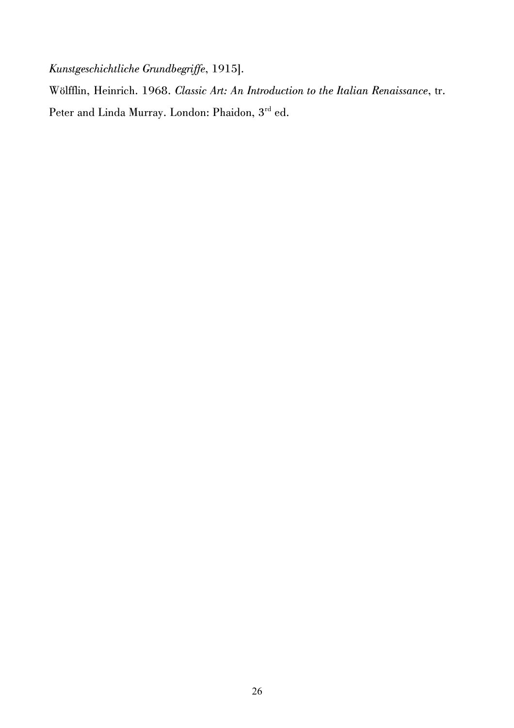*Kunstgeschichtliche Grundbegriffe*, 1915].

Wölfflin, Heinrich. 1968. *Classic Art: An Introduction to the Italian Renaissance*, tr. Peter and Linda Murray. London: Phaidon, 3rd ed.